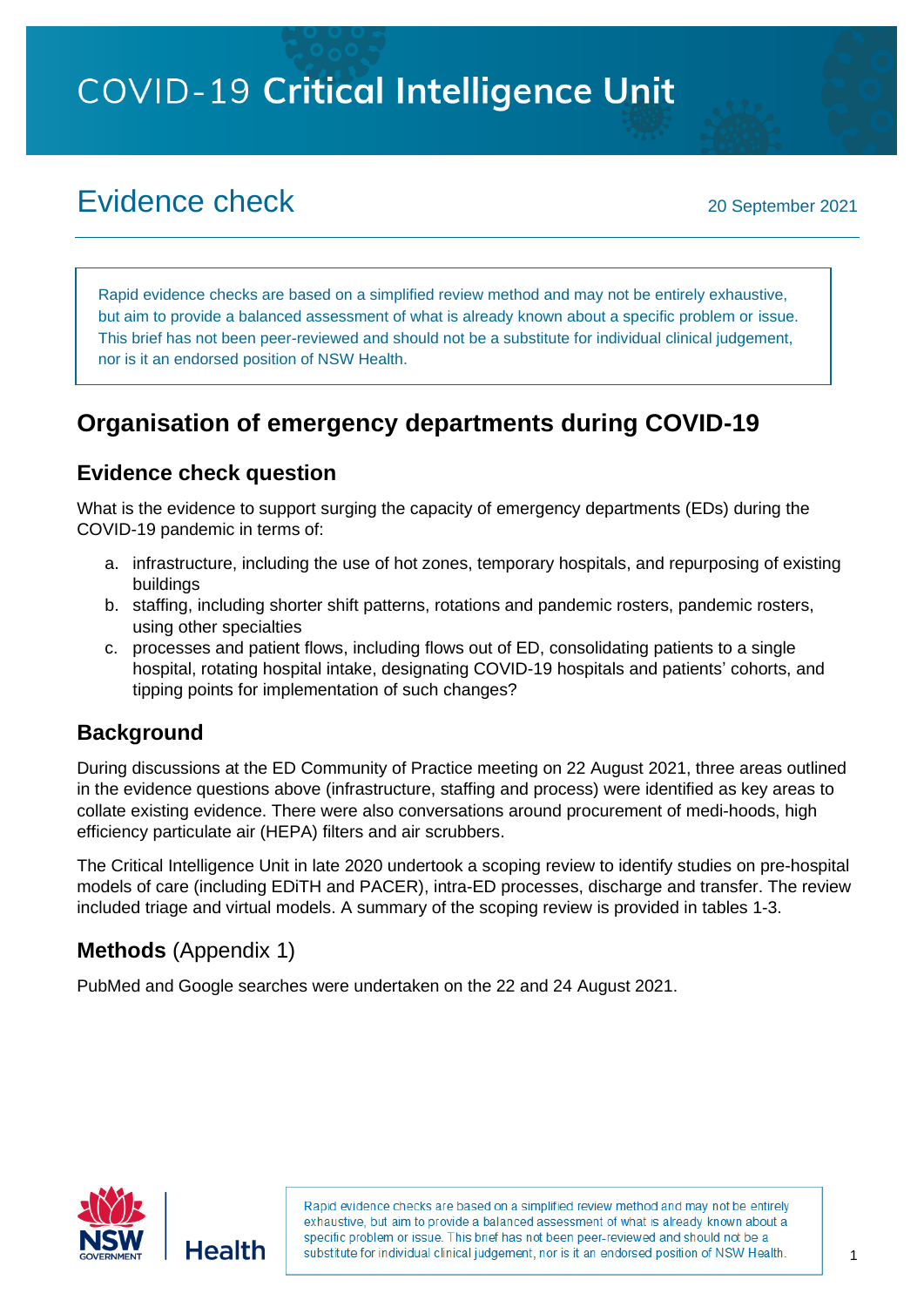# COVID-19 Critical Intelligence Unit

## Evidence check

20 September 2021

Rapid evidence checks are based on a simplified review method and may not be entirely exhaustive, but aim to provide a balanced assessment of what is already known about a specific problem or issue. This brief has not been peer-reviewed and should not be a substitute for individual clinical judgement, nor is it an endorsed position of NSW Health.

## Organisation of emergency departments during COVID-19

### Evidence check question

What is the evidence to support surging the capacity of emergency departments (EDs) during the COVID-19 pandemic in terms of:

a. infrastructure, including the use of hot zones, temporary hospitals, and repurposing of existing buildings
b. staffing, including shorter shift patterns, rotations and pandemic rosters, pandemic rosters, using other specialties
c. processes and patient flows, including flows out of ED, consolidating patients to a single hospital, rotating hospital intake, designating COVID-19 hospitals and patients' cohorts, and tipping points for implementation of such changes?

### Background

During discussions at the ED Community of Practice meeting on 22 August 2021, three areas outlined in the evidence questions above (infrastructure, staffing and process) were identified as key areas to collate existing evidence. There were also conversations around procurement of medi-hoods, high efficiency particulate air (HEPA) filters and air scrubbers.

The Critical Intelligence Unit in late 2020 undertook a scoping review to identify studies on pre-hospital models of care (including EDiTH and PACER), intra-ED processes, discharge and transfer. The review included triage and virtual models. A summary of the scoping review is provided in tables 1-3.

### Methods (Appendix 1)

PubMed and Google searches were undertaken on the 22 and 24 August 2021.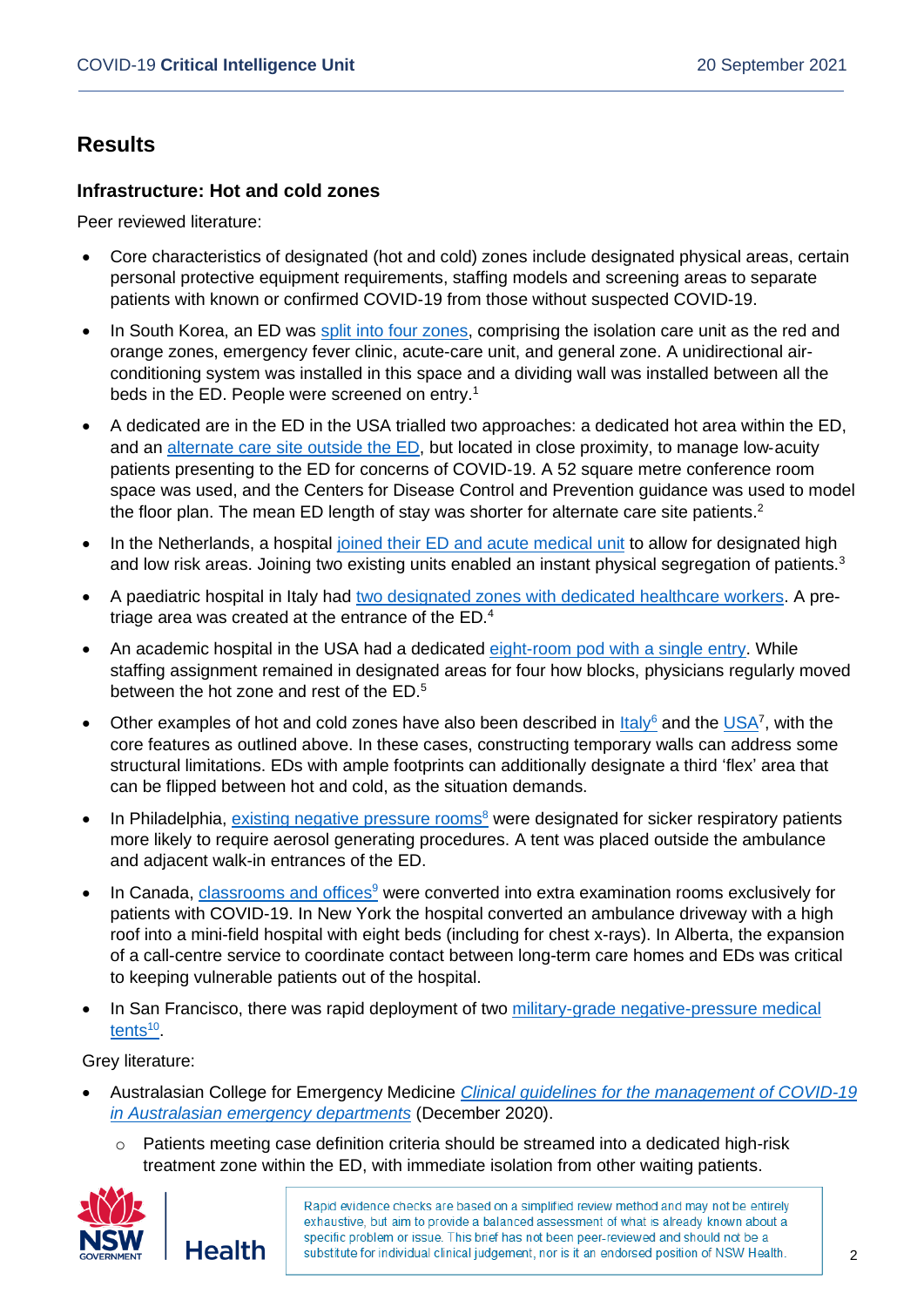## Results

### Infrastructure: Hot and cold zones

Peer reviewed literature:

- Core characteristics of designated (hot and cold) zones include designated physical areas, certain personal protective equipment requirements, staffing models and screening areas to separate patients with known or confirmed COVID-19 from those without suspected COVID-19.
- In South Korea, an ED was split into four zones, comprising the isolation care unit as the red and orange zones, emergency fever clinic, acute-care unit, and general zone. A unidirectional air-conditioning system was installed in this space and a dividing wall was installed between all the beds in the ED. People were screened on entry.[1]
- A dedicated are in the ED in the USA trialled two approaches: a dedicated hot area within the ED, and an alternate care site outside the ED, but located in close proximity, to manage low-acuity patients presenting to the ED for concerns of COVID-19. A 52 square metre conference room space was used, and the Centers for Disease Control and Prevention guidance was used to model the floor plan. The mean ED length of stay was shorter for alternate care site patients.[2]
- In the Netherlands, a hospital joined their ED and acute medical unit to allow for designated high and low risk areas. Joining two existing units enabled an instant physical segregation of patients.[3]
- A paediatric hospital in Italy had two designated zones with dedicated healthcare workers. A pre-triage area was created at the entrance of the ED.[4]
- An academic hospital in the USA had a dedicated eight-room pod with a single entry. While staffing assignment remained in designated areas for four how blocks, physicians regularly moved between the hot zone and rest of the ED.[5]
- Other examples of hot and cold zones have also been described in Italy[6] and the USA[7], with the core features as outlined above. In these cases, constructing temporary walls can address some structural limitations. EDs with ample footprints can additionally designate a third 'flex' area that can be flipped between hot and cold, as the situation demands.
- In Philadelphia, existing negative pressure rooms[8] were designated for sicker respiratory patients more likely to require aerosol generating procedures. A tent was placed outside the ambulance and adjacent walk-in entrances of the ED.
- In Canada, classrooms and offices[9] were converted into extra examination rooms exclusively for patients with COVID-19. In New York the hospital converted an ambulance driveway with a high roof into a mini-field hospital with eight beds (including for chest x-rays). In Alberta, the expansion of a call-centre service to coordinate contact between long-term care homes and EDs was critical to keeping vulnerable patients out of the hospital.
- In San Francisco, there was rapid deployment of two military-grade negative-pressure medical tents[10].

Grey literature:

- Australasian College for Emergency Medicine *Clinical guidelines for the management of COVID-19 in Australasian emergency departments* (December 2020).
  - Patients meeting case definition criteria should be streamed into a dedicated high-risk treatment zone within the ED, with immediate isolation from other waiting patients.

Rapid evidence checks are based on a simplified review method and may not be entirely exhaustive, but aim to provide a balanced assessment of what is already known about a specific problem or issue. This brief has not been peer-reviewed and should not be a substitute for individual clinical judgement, nor is it an endorsed position of NSW Health.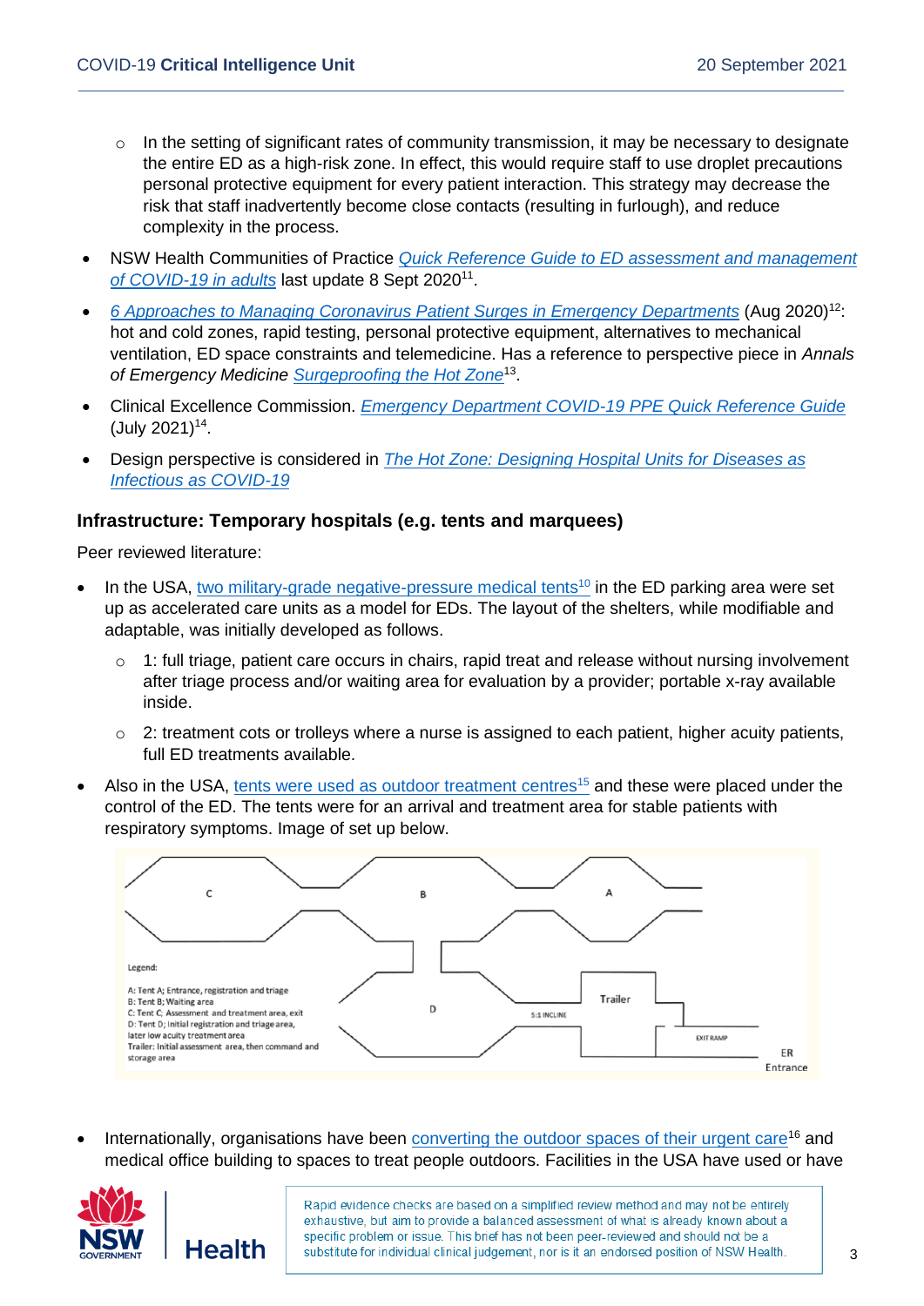- In the setting of significant rates of community transmission, it may be necessary to designate the entire ED as a high-risk zone. In effect, this would require staff to use droplet precautions personal protective equipment for every patient interaction. This strategy may decrease the risk that staff inadvertently become close contacts (resulting in furlough), and reduce complexity in the process.

- NSW Health Communities of Practice *Quick Reference Guide to ED assessment and management of COVID-19 in adults* last update 8 Sept 2020[11].
- *6 Approaches to Managing Coronavirus Patient Surges in Emergency Departments* (Aug 2020)[12]: hot and cold zones, rapid testing, personal protective equipment, alternatives to mechanical ventilation, ED space constraints and telemedicine. Has a reference to perspective piece in *Annals of Emergency Medicine* Surgeproofing the Hot Zone[13].
- Clinical Excellence Commission. *Emergency Department COVID-19 PPE Quick Reference Guide* (July 2021)[14].
- Design perspective is considered in *The Hot Zone: Designing Hospital Units for Diseases as Infectious as COVID-19*

### Infrastructure: Temporary hospitals (e.g. tents and marquees)

Peer reviewed literature:

- In the USA, two military-grade negative-pressure medical tents[10] in the ED parking area were set up as accelerated care units as a model for EDs. The layout of the shelters, while modifiable and adaptable, was initially developed as follows.
  - 1: full triage, patient care occurs in chairs, rapid treat and release without nursing involvement after triage process and/or waiting area for evaluation by a provider; portable x-ray available inside.
  - 2: treatment cots or trolleys where a nurse is assigned to each patient, higher acuity patients, full ED treatments available.
- Also in the USA, tents were used as outdoor treatment centres[15] and these were placed under the control of the ED. The tents were for an arrival and treatment area for stable patients with respiratory symptoms. Image of set up below.

Legend:
A: Tent A; Entrance, registration and triage
B: Tent B; Waiting area
C: Tent C; Assessment and treatment area, exit
D: Tent D; Initial registration and triage area, later low acuity treatment area
Trailer: Initial assessment area, then command and storage area

- Internationally, organisations have been converting the outdoor spaces of their urgent care[16] and medical office building to spaces to treat people outdoors. Facilities in the USA have used or have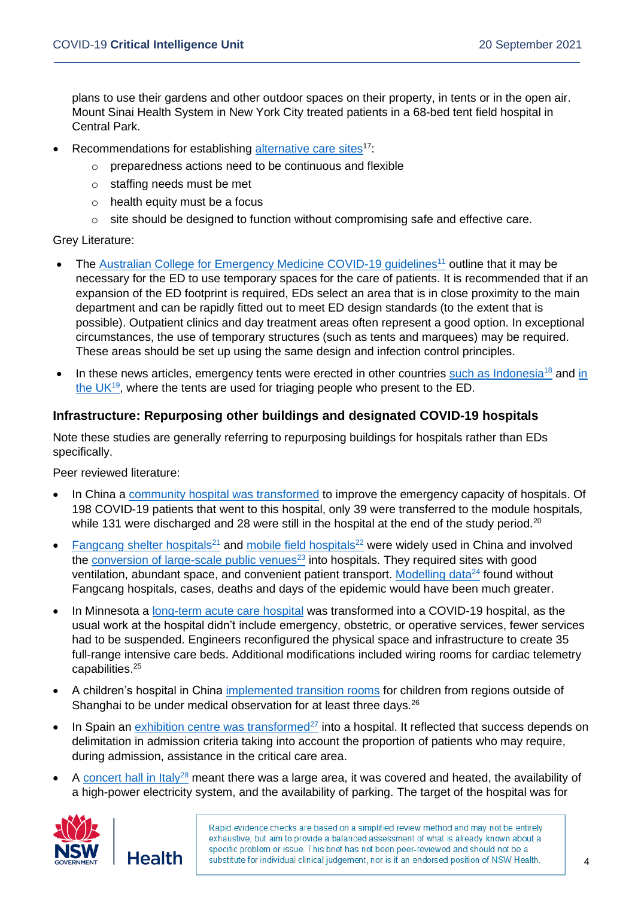plans to use their gardens and other outdoor spaces on their property, in tents or in the open air. Mount Sinai Health System in New York City treated patients in a 68-bed tent field hospital in Central Park.

- Recommendations for establishing alternative care sites[17]:
  - preparedness actions need to be continuous and flexible
  - staffing needs must be met
  - health equity must be a focus
  - site should be designed to function without compromising safe and effective care.

Grey Literature:

- The Australian College for Emergency Medicine COVID-19 guidelines[11] outline that it may be necessary for the ED to use temporary spaces for the care of patients. It is recommended that if an expansion of the ED footprint is required, EDs select an area that is in close proximity to the main department and can be rapidly fitted out to meet ED design standards (to the extent that is possible). Outpatient clinics and day treatment areas often represent a good option. In exceptional circumstances, the use of temporary structures (such as tents and marquees) may be required. These areas should be set up using the same design and infection control principles.
- In these news articles, emergency tents were erected in other countries such as Indonesia[18] and in the UK[19], where the tents are used for triaging people who present to the ED.

## Infrastructure: Repurposing other buildings and designated COVID-19 hospitals

Note these studies are generally referring to repurposing buildings for hospitals rather than EDs specifically.

Peer reviewed literature:

- In China a community hospital was transformed to improve the emergency capacity of hospitals. Of 198 COVID-19 patients that went to this hospital, only 39 were transferred to the module hospitals, while 131 were discharged and 28 were still in the hospital at the end of the study period.[20]
- Fangcang shelter hospitals[21] and mobile field hospitals[22] were widely used in China and involved the conversion of large-scale public venues[23] into hospitals. They required sites with good ventilation, abundant space, and convenient patient transport. Modelling data[24] found without Fangcang hospitals, cases, deaths and days of the epidemic would have been much greater.
- In Minnesota a long-term acute care hospital was transformed into a COVID-19 hospital, as the usual work at the hospital didn't include emergency, obstetric, or operative services, fewer services had to be suspended. Engineers reconfigured the physical space and infrastructure to create 35 full-range intensive care beds. Additional modifications included wiring rooms for cardiac telemetry capabilities.[25]
- A children's hospital in China implemented transition rooms for children from regions outside of Shanghai to be under medical observation for at least three days.[26]
- In Spain an exhibition centre was transformed[27] into a hospital. It reflected that success depends on delimitation in admission criteria taking into account the proportion of patients who may require, during admission, assistance in the critical care area.
- A concert hall in Italy[28] meant there was a large area, it was covered and heated, the availability of a high-power electricity system, and the availability of parking. The target of the hospital was for

Rapid evidence checks are based on a simplified review method and may not be entirely exhaustive, but aim to provide a balanced assessment of what is already known about a specific problem or issue. This brief has not been peer-reviewed and should not be a substitute for individual clinical judgement, nor is it an endorsed position of NSW Health.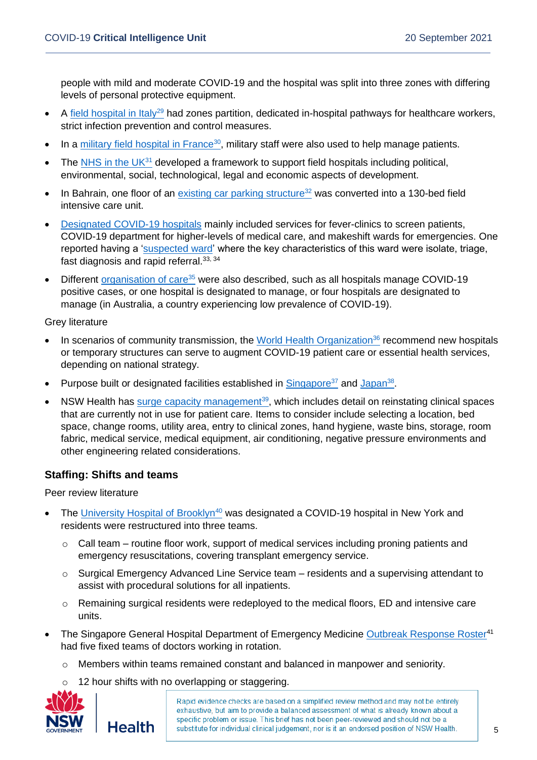people with mild and moderate COVID-19 and the hospital was split into three zones with differing levels of personal protective equipment.

- A field hospital in Italy[29] had zones partition, dedicated in-hospital pathways for healthcare workers, strict infection prevention and control measures.
- In a military field hospital in France[30], military staff were also used to help manage patients.
- The NHS in the UK[31] developed a framework to support field hospitals including political, environmental, social, technological, legal and economic aspects of development.
- In Bahrain, one floor of an existing car parking structure[32] was converted into a 130-bed field intensive care unit.
- Designated COVID-19 hospitals mainly included services for fever-clinics to screen patients, COVID-19 department for higher-levels of medical care, and makeshift wards for emergencies. One reported having a 'suspected ward' where the key characteristics of this ward were isolate, triage, fast diagnosis and rapid referral.[33, 34]
- Different organisation of care[35] were also described, such as all hospitals manage COVID-19 positive cases, or one hospital is designated to manage, or four hospitals are designated to manage (in Australia, a country experiencing low prevalence of COVID-19).

Grey literature

- In scenarios of community transmission, the World Health Organization[36] recommend new hospitals or temporary structures can serve to augment COVID-19 patient care or essential health services, depending on national strategy.
- Purpose built or designated facilities established in Singapore[37] and Japan[38].
- NSW Health has surge capacity management[39], which includes detail on reinstating clinical spaces that are currently not in use for patient care. Items to consider include selecting a location, bed space, change rooms, utility area, entry to clinical zones, hand hygiene, waste bins, storage, room fabric, medical service, medical equipment, air conditioning, negative pressure environments and other engineering related considerations.

### Staffing: Shifts and teams

Peer review literature

- The University Hospital of Brooklyn[40] was designated a COVID-19 hospital in New York and residents were restructured into three teams.
  - Call team – routine floor work, support of medical services including proning patients and emergency resuscitations, covering transplant emergency service.
  - Surgical Emergency Advanced Line Service team – residents and a supervising attendant to assist with procedural solutions for all inpatients.
  - Remaining surgical residents were redeployed to the medical floors, ED and intensive care units.
- The Singapore General Hospital Department of Emergency Medicine Outbreak Response Roster[41] had five fixed teams of doctors working in rotation.
  - Members within teams remained constant and balanced in manpower and seniority.
  - 12 hour shifts with no overlapping or staggering.

Rapid evidence checks are based on a simplified review method and may not be entirely exhaustive, but aim to provide a balanced assessment of what is already known about a specific problem or issue. This brief has not been peer-reviewed and should not be a substitute for individual clinical judgement, nor is it an endorsed position of NSW Health.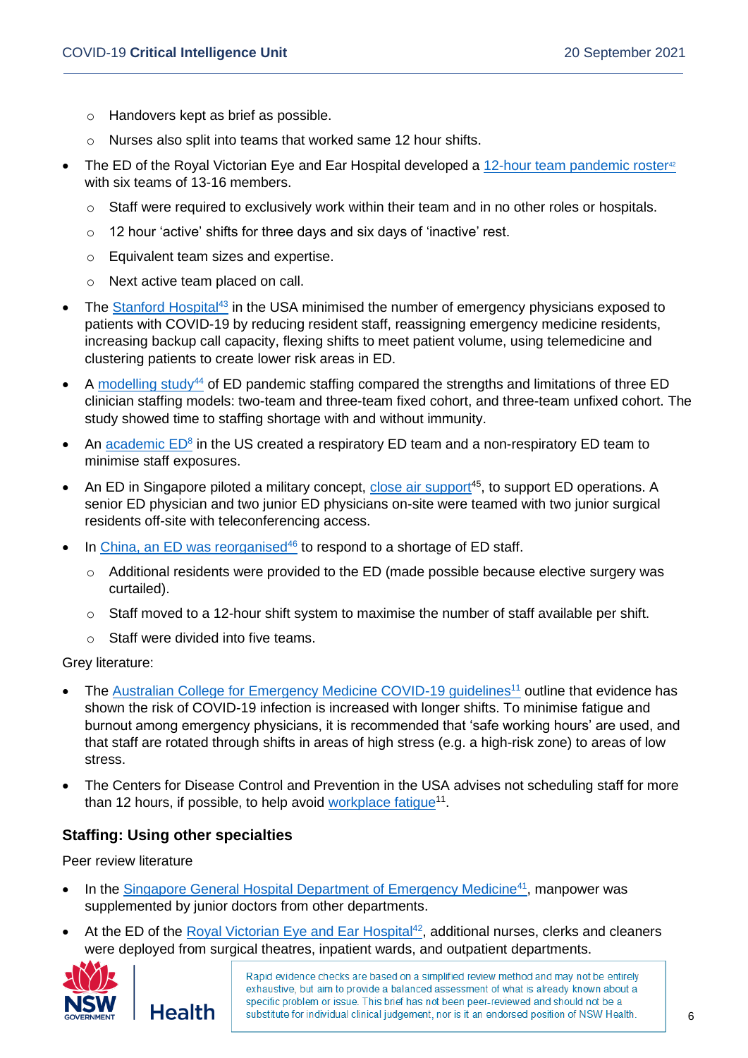- Handovers kept as brief as possible.
- Nurses also split into teams that worked same 12 hour shifts.

- The ED of the Royal Victorian Eye and Ear Hospital developed a 12-hour team pandemic roster[42] with six teams of 13-16 members.
  - Staff were required to exclusively work within their team and in no other roles or hospitals.
  - 12 hour 'active' shifts for three days and six days of 'inactive' rest.
  - Equivalent team sizes and expertise.
  - Next active team placed on call.
- The Stanford Hospital[43] in the USA minimised the number of emergency physicians exposed to patients with COVID-19 by reducing resident staff, reassigning emergency medicine residents, increasing backup call capacity, flexing shifts to meet patient volume, using telemedicine and clustering patients to create lower risk areas in ED.
- A modelling study[44] of ED pandemic staffing compared the strengths and limitations of three ED clinician staffing models: two-team and three-team fixed cohort, and three-team unfixed cohort. The study showed time to staffing shortage with and without immunity.
- An academic ED[8] in the US created a respiratory ED team and a non-respiratory ED team to minimise staff exposures.
- An ED in Singapore piloted a military concept, close air support[45], to support ED operations. A senior ED physician and two junior ED physicians on-site were teamed with two junior surgical residents off-site with teleconferencing access.
- In China, an ED was reorganised[46] to respond to a shortage of ED staff.
  - Additional residents were provided to the ED (made possible because elective surgery was curtailed).
  - Staff moved to a 12-hour shift system to maximise the number of staff available per shift.
  - Staff were divided into five teams.

Grey literature:

- The Australian College for Emergency Medicine COVID-19 guidelines[11] outline that evidence has shown the risk of COVID-19 infection is increased with longer shifts. To minimise fatigue and burnout among emergency physicians, it is recommended that 'safe working hours' are used, and that staff are rotated through shifts in areas of high stress (e.g. a high-risk zone) to areas of low stress.
- The Centers for Disease Control and Prevention in the USA advises not scheduling staff for more than 12 hours, if possible, to help avoid workplace fatigue[11].

### Staffing: Using other specialties

Peer review literature

- In the Singapore General Hospital Department of Emergency Medicine[41], manpower was supplemented by junior doctors from other departments.
- At the ED of the Royal Victorian Eye and Ear Hospital[42], additional nurses, clerks and cleaners were deployed from surgical theatres, inpatient wards, and outpatient departments.

Rapid evidence checks are based on a simplified review method and may not be entirely exhaustive, but aim to provide a balanced assessment of what is already known about a specific problem or issue. This brief has not been peer-reviewed and should not be a substitute for individual clinical judgement, nor is it an endorsed position of NSW Health.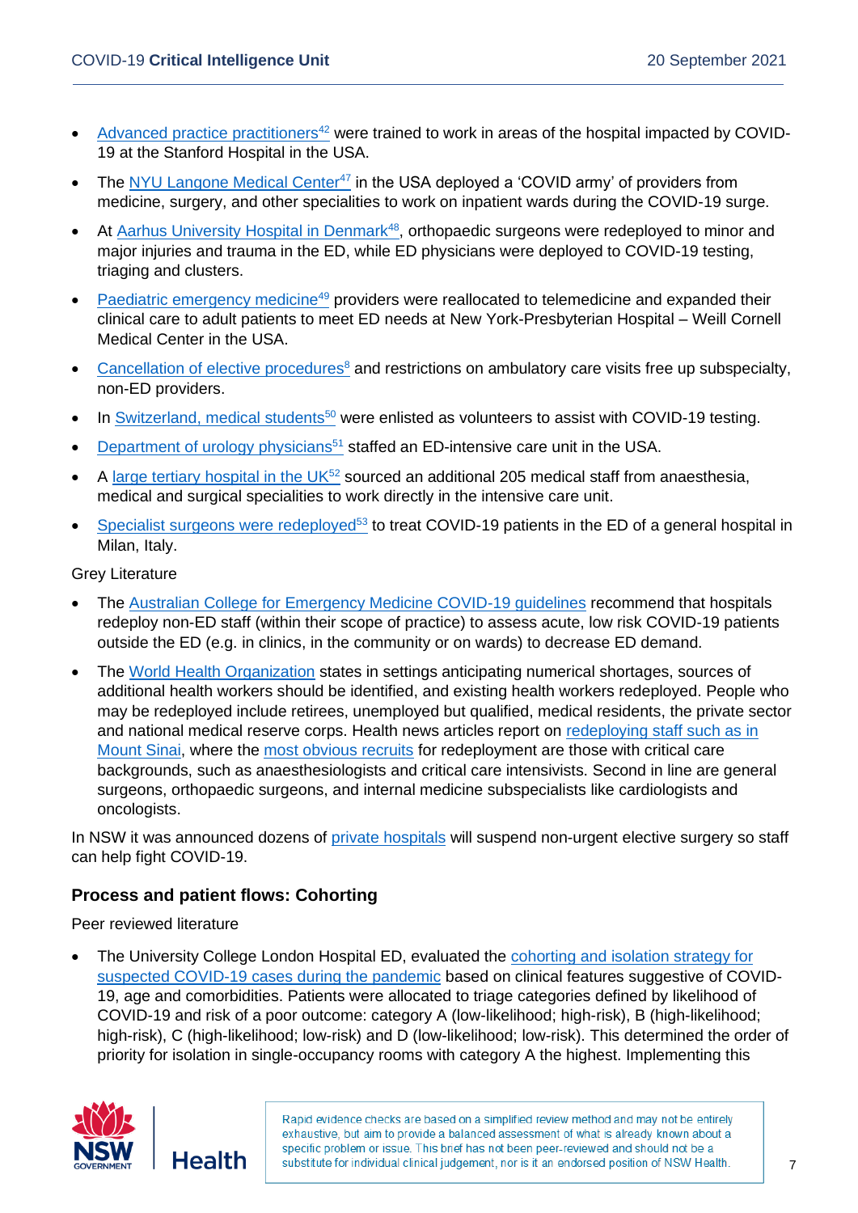- Advanced practice practitioners[42] were trained to work in areas of the hospital impacted by COVID-19 at the Stanford Hospital in the USA.
- The NYU Langone Medical Center[47] in the USA deployed a 'COVID army' of providers from medicine, surgery, and other specialities to work on inpatient wards during the COVID-19 surge.
- At Aarhus University Hospital in Denmark[48], orthopaedic surgeons were redeployed to minor and major injuries and trauma in the ED, while ED physicians were deployed to COVID-19 testing, triaging and clusters.
- Paediatric emergency medicine[49] providers were reallocated to telemedicine and expanded their clinical care to adult patients to meet ED needs at New York-Presbyterian Hospital – Weill Cornell Medical Center in the USA.
- Cancellation of elective procedures[8] and restrictions on ambulatory care visits free up subspecialty, non-ED providers.
- In Switzerland, medical students[50] were enlisted as volunteers to assist with COVID-19 testing.
- Department of urology physicians[51] staffed an ED-intensive care unit in the USA.
- A large tertiary hospital in the UK[52] sourced an additional 205 medical staff from anaesthesia, medical and surgical specialities to work directly in the intensive care unit.
- Specialist surgeons were redeployed[53] to treat COVID-19 patients in the ED of a general hospital in Milan, Italy.

Grey Literature

- The Australian College for Emergency Medicine COVID-19 guidelines recommend that hospitals redeploy non-ED staff (within their scope of practice) to assess acute, low risk COVID-19 patients outside the ED (e.g. in clinics, in the community or on wards) to decrease ED demand.
- The World Health Organization states in settings anticipating numerical shortages, sources of additional health workers should be identified, and existing health workers redeployed. People who may be redeployed include retirees, unemployed but qualified, medical residents, the private sector and national medical reserve corps. Health news articles report on redeploying staff such as in Mount Sinai, where the most obvious recruits for redeployment are those with critical care backgrounds, such as anaesthesiologists and critical care intensivists. Second in line are general surgeons, orthopaedic surgeons, and internal medicine subspecialists like cardiologists and oncologists.

In NSW it was announced dozens of private hospitals will suspend non-urgent elective surgery so staff can help fight COVID-19.

### Process and patient flows: Cohorting

Peer reviewed literature

- The University College London Hospital ED, evaluated the cohorting and isolation strategy for suspected COVID-19 cases during the pandemic based on clinical features suggestive of COVID-19, age and comorbidities. Patients were allocated to triage categories defined by likelihood of COVID-19 and risk of a poor outcome: category A (low-likelihood; high-risk), B (high-likelihood; high-risk), C (high-likelihood; low-risk) and D (low-likelihood; low-risk). This determined the order of priority for isolation in single-occupancy rooms with category A the highest. Implementing this

Rapid evidence checks are based on a simplified review method and may not be entirely exhaustive, but aim to provide a balanced assessment of what is already known about a specific problem or issue. This brief has not been peer-reviewed and should not be a substitute for individual clinical judgement, nor is it an endorsed position of NSW Health.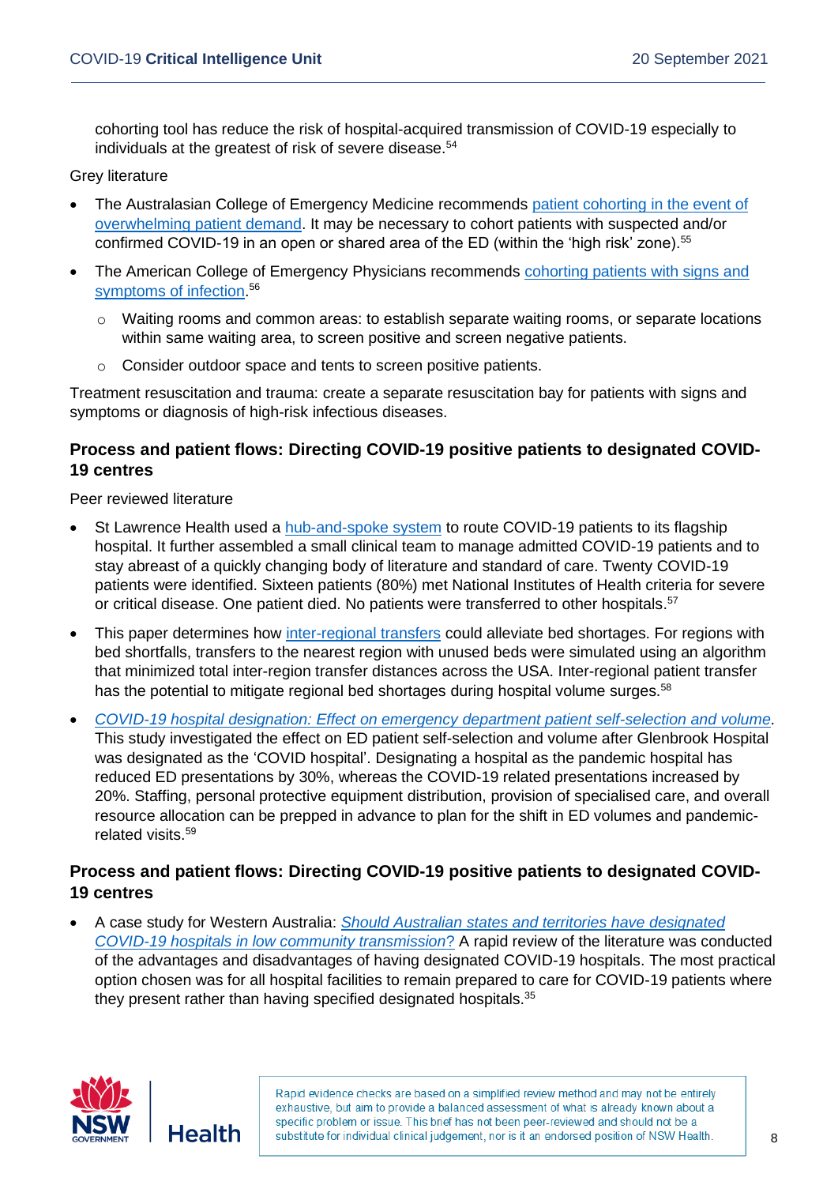cohorting tool has reduce the risk of hospital-acquired transmission of COVID-19 especially to individuals at the greatest of risk of severe disease.[54]

Grey literature

- The Australasian College of Emergency Medicine recommends patient cohorting in the event of overwhelming patient demand. It may be necessary to cohort patients with suspected and/or confirmed COVID-19 in an open or shared area of the ED (within the 'high risk' zone).[55]
- The American College of Emergency Physicians recommends cohorting patients with signs and symptoms of infection.[56]
  - Waiting rooms and common areas: to establish separate waiting rooms, or separate locations within same waiting area, to screen positive and screen negative patients.
  - Consider outdoor space and tents to screen positive patients.

Treatment resuscitation and trauma: create a separate resuscitation bay for patients with signs and symptoms or diagnosis of high-risk infectious diseases.

### Process and patient flows: Directing COVID-19 positive patients to designated COVID-19 centres

Peer reviewed literature

- St Lawrence Health used a hub-and-spoke system to route COVID-19 patients to its flagship hospital. It further assembled a small clinical team to manage admitted COVID-19 patients and to stay abreast of a quickly changing body of literature and standard of care. Twenty COVID-19 patients were identified. Sixteen patients (80%) met National Institutes of Health criteria for severe or critical disease. One patient died. No patients were transferred to other hospitals.[57]
- This paper determines how inter-regional transfers could alleviate bed shortages. For regions with bed shortfalls, transfers to the nearest region with unused beds were simulated using an algorithm that minimized total inter-region transfer distances across the USA. Inter-regional patient transfer has the potential to mitigate regional bed shortages during hospital volume surges.[58]
- *COVID-19 hospital designation: Effect on emergency department patient self-selection and volume*. This study investigated the effect on ED patient self-selection and volume after Glenbrook Hospital was designated as the 'COVID hospital'. Designating a hospital as the pandemic hospital has reduced ED presentations by 30%, whereas the COVID-19 related presentations increased by 20%. Staffing, personal protective equipment distribution, provision of specialised care, and overall resource allocation can be prepped in advance to plan for the shift in ED volumes and pandemic-related visits.[59]

### Process and patient flows: Directing COVID-19 positive patients to designated COVID-19 centres

- A case study for Western Australia: *Should Australian states and territories have designated COVID-19 hospitals in low community transmission?* A rapid review of the literature was conducted of the advantages and disadvantages of having designated COVID-19 hospitals. The most practical option chosen was for all hospital facilities to remain prepared to care for COVID-19 patients where they present rather than having specified designated hospitals.[35]

Rapid evidence checks are based on a simplified review method and may not be entirely exhaustive, but aim to provide a balanced assessment of what is already known about a specific problem or issue. This brief has not been peer-reviewed and should not be a substitute for individual clinical judgement, nor is it an endorsed position of NSW Health.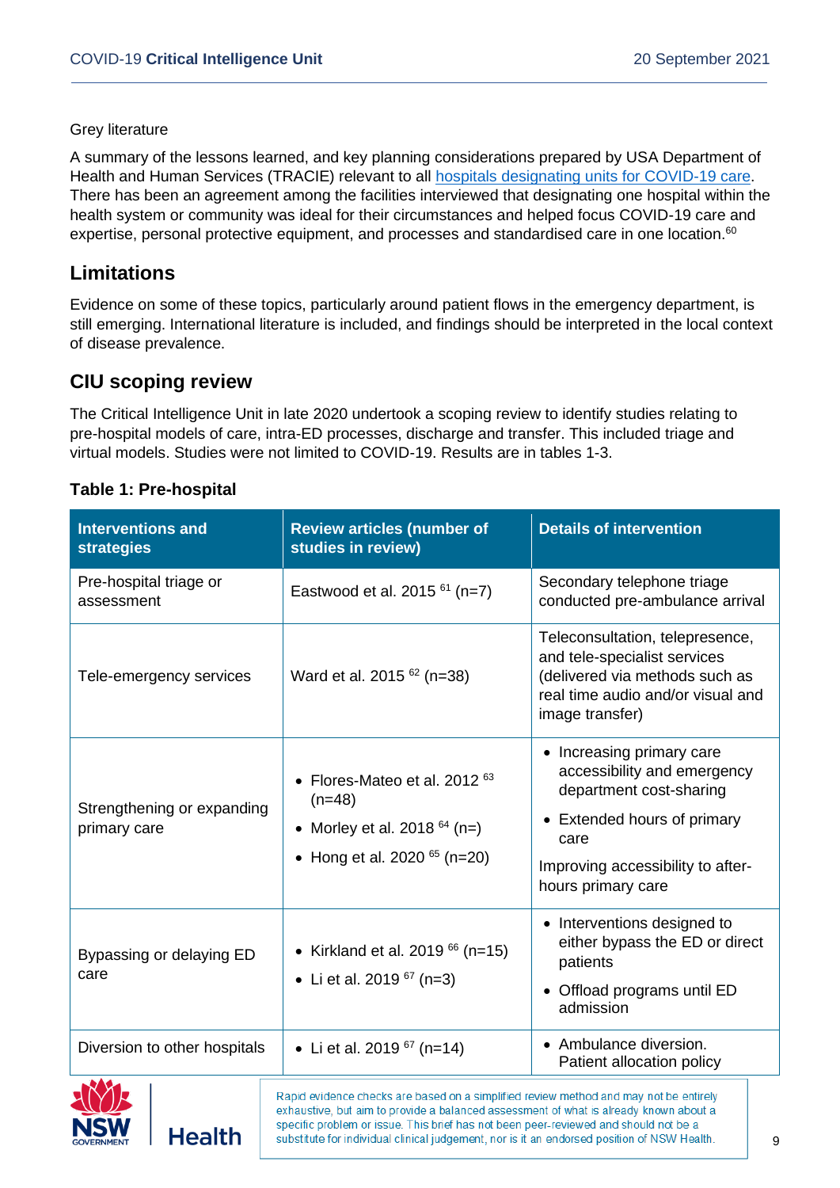Grey literature

A summary of the lessons learned, and key planning considerations prepared by USA Department of Health and Human Services (TRACIE) relevant to all hospitals designating units for COVID-19 care. There has been an agreement among the facilities interviewed that designating one hospital within the health system or community was ideal for their circumstances and helped focus COVID-19 care and expertise, personal protective equipment, and processes and standardised care in one location.[60]

## Limitations

Evidence on some of these topics, particularly around patient flows in the emergency department, is still emerging. International literature is included, and findings should be interpreted in the local context of disease prevalence.

## CIU scoping review

The Critical Intelligence Unit in late 2020 undertook a scoping review to identify studies relating to pre-hospital models of care, intra-ED processes, discharge and transfer. This included triage and virtual models. Studies were not limited to COVID-19. Results are in tables 1-3.

**Table 1: Pre-hospital**

| Interventions and strategies | Review articles (number of studies in review) | Details of intervention |
|---|---|---|
| Pre-hospital triage or assessment | Eastwood et al. 2015 [61] (n=7) | Secondary telephone triage conducted pre-ambulance arrival |
| Tele-emergency services | Ward et al. 2015 [62] (n=38) | Teleconsultation, telepresence, and tele-specialist services (delivered via methods such as real time audio and/or visual and image transfer) |
| Strengthening or expanding primary care | • Flores-Mateo et al. 2012 [63] (n=48)<br>• Morley et al. 2018 [64] (n=)<br>• Hong et al. 2020 [65] (n=20) | • Increasing primary care accessibility and emergency department cost-sharing<br>• Extended hours of primary care<br>Improving accessibility to after-hours primary care |
| Bypassing or delaying ED care | • Kirkland et al. 2019 [66] (n=15)<br>• Li et al. 2019 [67] (n=3) | • Interventions designed to either bypass the ED or direct patients<br>• Offload programs until ED admission |
| Diversion to other hospitals | • Li et al. 2019 [67] (n=14) | • Ambulance diversion. Patient allocation policy |

Rapid evidence checks are based on a simplified review method and may not be entirely exhaustive, but aim to provide a balanced assessment of what is already known about a specific problem or issue. This brief has not been peer-reviewed and should not be a substitute for individual clinical judgement, nor is it an endorsed position of NSW Health.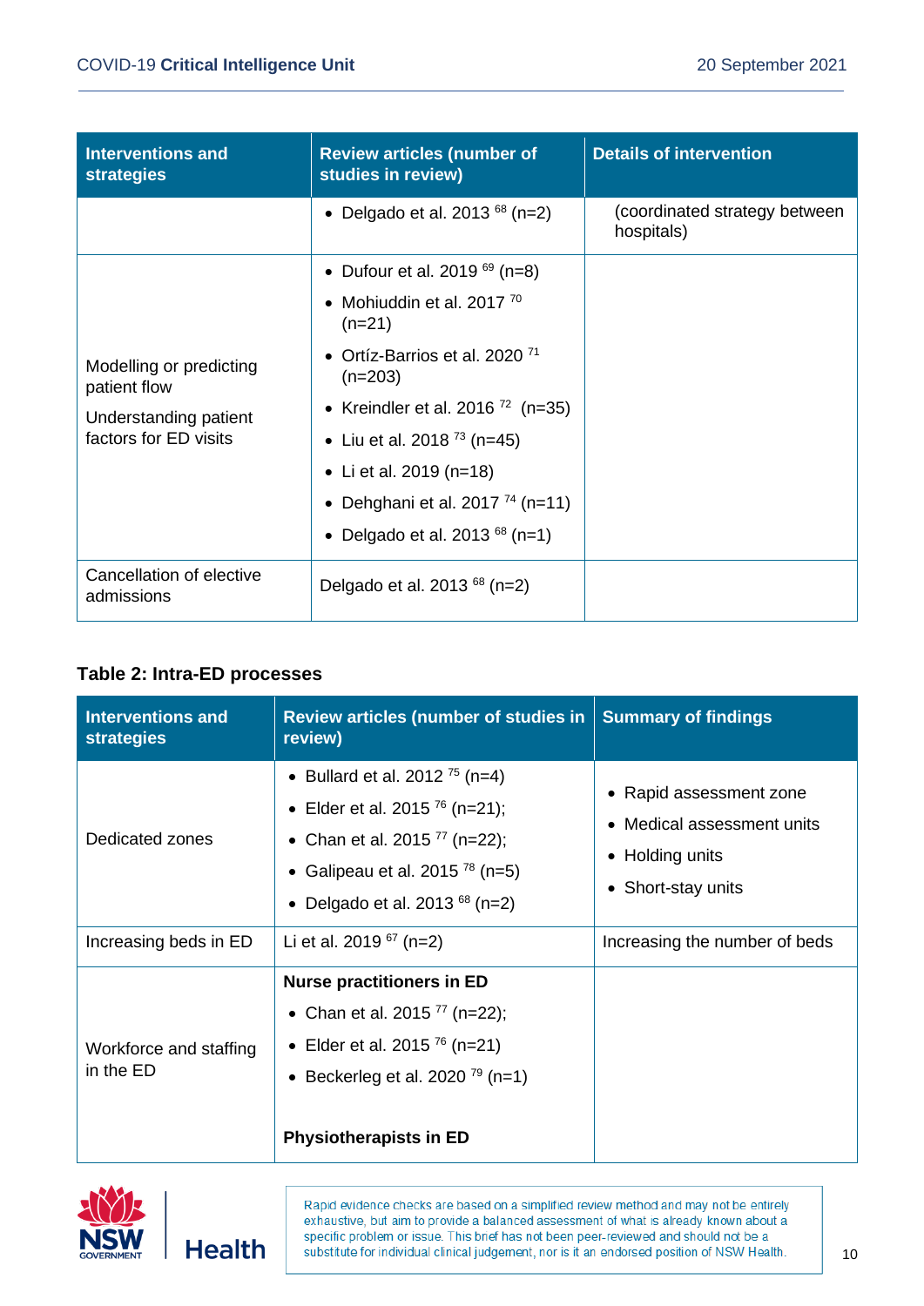| Interventions and strategies | Review articles (number of studies in review) | Details of intervention |
|---|---|---|
| | • Delgado et al. 2013 [68] (n=2) | (coordinated strategy between hospitals) |
| Modelling or predicting patient flow<br>Understanding patient factors for ED visits | • Dufour et al. 2019 [69] (n=8)<br>• Mohiuddin et al. 2017 [70] (n=21)<br>• Ortíz-Barrios et al. 2020 [71] (n=203)<br>• Kreindler et al. 2016 [72] (n=35)<br>• Liu et al. 2018 [73] (n=45)<br>• Li et al. 2019 (n=18)<br>• Dehghani et al. 2017 [74] (n=11)<br>• Delgado et al. 2013 [68] (n=1) | |
| Cancellation of elective admissions | Delgado et al. 2013 [68] (n=2) | |

### Table 2: Intra-ED processes

| Interventions and strategies | Review articles (number of studies in review) | Summary of findings |
|---|---|---|
| Dedicated zones | • Bullard et al. 2012 [75] (n=4)<br>• Elder et al. 2015 [76] (n=21);<br>• Chan et al. 2015 [77] (n=22);<br>• Galipeau et al. 2015 [78] (n=5)<br>• Delgado et al. 2013 [68] (n=2) | • Rapid assessment zone<br>• Medical assessment units<br>• Holding units<br>• Short-stay units |
| Increasing beds in ED | Li et al. 2019 [67] (n=2) | Increasing the number of beds |
| Workforce and staffing in the ED | **Nurse practitioners in ED**<br>• Chan et al. 2015 [77] (n=22);<br>• Elder et al. 2015 [76] (n=21)<br>• Beckerleg et al. 2020 [79] (n=1)<br><br>**Physiotherapists in ED** | |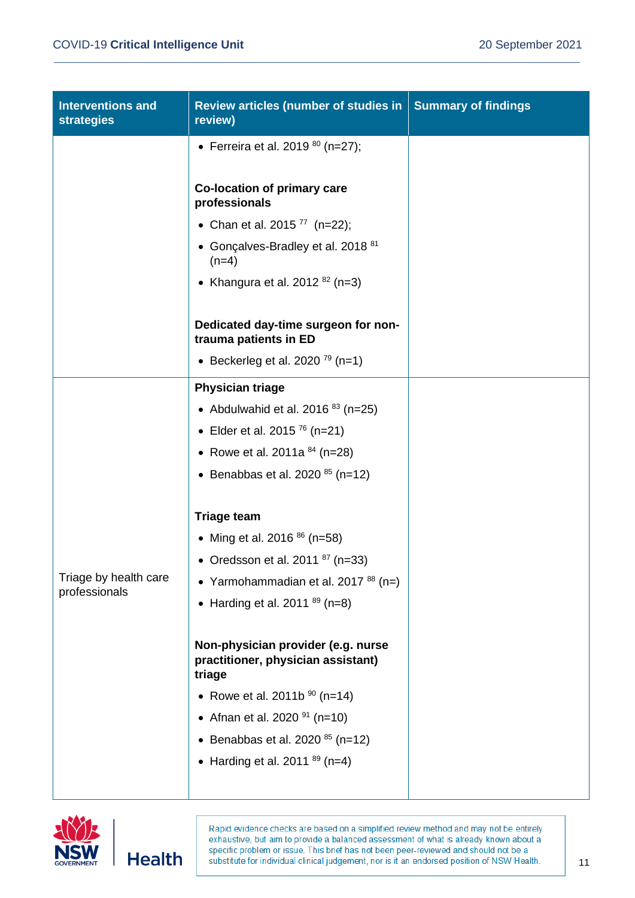| Interventions and strategies | Review articles (number of studies in review) | Summary of findings |
|---|---|---|
| | • Ferreira et al. 2019 [80] (n=27);<br><br>**Co-location of primary care professionals**<br>• Chan et al. 2015 [77] (n=22);<br>• Gonçalves-Bradley et al. 2018 [81] (n=4)<br>• Khangura et al. 2012 [82] (n=3)<br><br>**Dedicated day-time surgeon for non-trauma patients in ED**<br>• Beckerleg et al. 2020 [79] (n=1) | |
| Triage by health care professionals | **Physician triage**<br>• Abdulwahid et al. 2016 [83] (n=25)<br>• Elder et al. 2015 [76] (n=21)<br>• Rowe et al. 2011a [84] (n=28)<br>• Benabbas et al. 2020 [85] (n=12)<br><br>**Triage team**<br>• Ming et al. 2016 [86] (n=58)<br>• Oredsson et al. 2011 [87] (n=33)<br>• Yarmohammadian et al. 2017 [88] (n=)<br>• Harding et al. 2011 [89] (n=8)<br><br>**Non-physician provider (e.g. nurse practitioner, physician assistant) triage**<br>• Rowe et al. 2011b [90] (n=14)<br>• Afnan et al. 2020 [91] (n=10)<br>• Benabbas et al. 2020 [85] (n=12)<br>• Harding et al. 2011 [89] (n=4) | |

Rapid evidence checks are based on a simplified review method and may not be entirely exhaustive, but aim to provide a balanced assessment of what is already known about a specific problem or issue. This brief has not been peer-reviewed and should not be a substitute for individual clinical judgement, nor is it an endorsed position of NSW Health.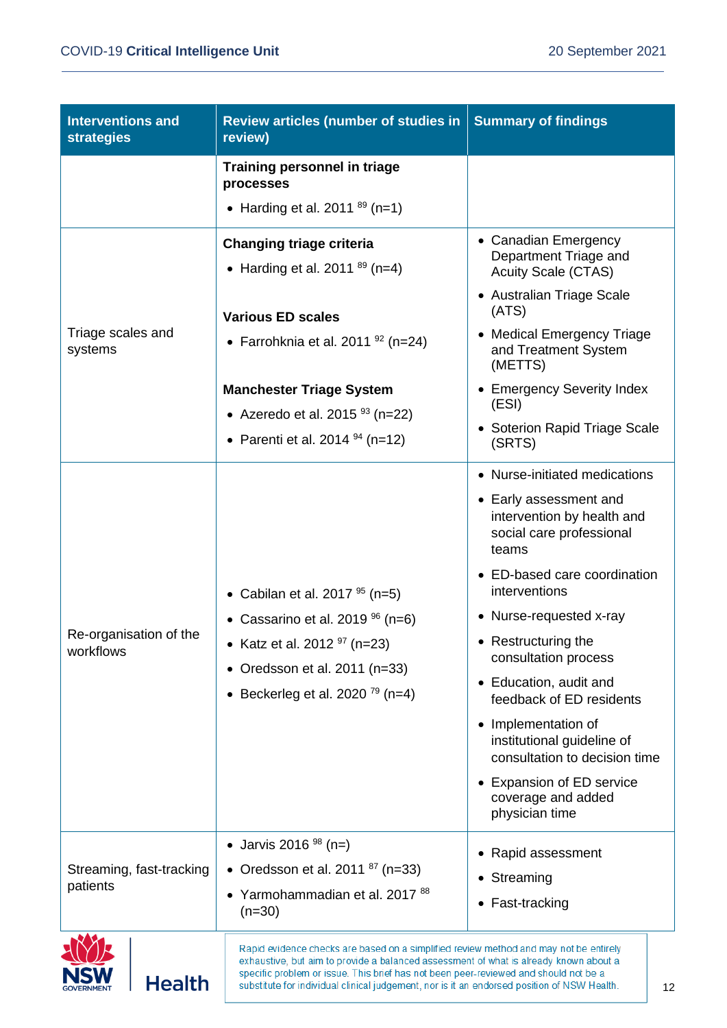| Interventions and strategies | Review articles (number of studies in review) | Summary of findings |
|---|---|---|
| | **Training personnel in triage processes**<br>• Harding et al. 2011 [89] (n=1) | |
| Triage scales and systems | **Changing triage criteria**<br>• Harding et al. 2011 [89] (n=4)<br><br>**Various ED scales**<br>• Farrohknia et al. 2011 [92] (n=24)<br><br>**Manchester Triage System**<br>• Azeredo et al. 2015 [93] (n=22)<br>• Parenti et al. 2014 [94] (n=12) | • Canadian Emergency Department Triage and Acuity Scale (CTAS)<br>• Australian Triage Scale (ATS)<br>• Medical Emergency Triage and Treatment System (METTS)<br>• Emergency Severity Index (ESI)<br>• Soterion Rapid Triage Scale (SRTS) |
| Re-organisation of the workflows | • Cabilan et al. 2017 [95] (n=5)<br>• Cassarino et al. 2019 [96] (n=6)<br>• Katz et al. 2012 [97] (n=23)<br>• Oredsson et al. 2011 (n=33)<br>• Beckerleg et al. 2020 [79] (n=4) | • Nurse-initiated medications<br>• Early assessment and intervention by health and social care professional teams<br>• ED-based care coordination interventions<br>• Nurse-requested x-ray<br>• Restructuring the consultation process<br>• Education, audit and feedback of ED residents<br>• Implementation of institutional guideline of consultation to decision time<br>• Expansion of ED service coverage and added physician time |
| Streaming, fast-tracking patients | • Jarvis 2016 [98] (n=)<br>• Oredsson et al. 2011 [87] (n=33)<br>• Yarmohammadian et al. 2017 [88] (n=30) | • Rapid assessment<br>• Streaming<br>• Fast-tracking |

Rapid evidence checks are based on a simplified review method and may not be entirely exhaustive, but aim to provide a balanced assessment of what is already known about a specific problem or issue. This brief has not been peer-reviewed and should not be a substitute for individual clinical judgement, nor is it an endorsed position of NSW Health.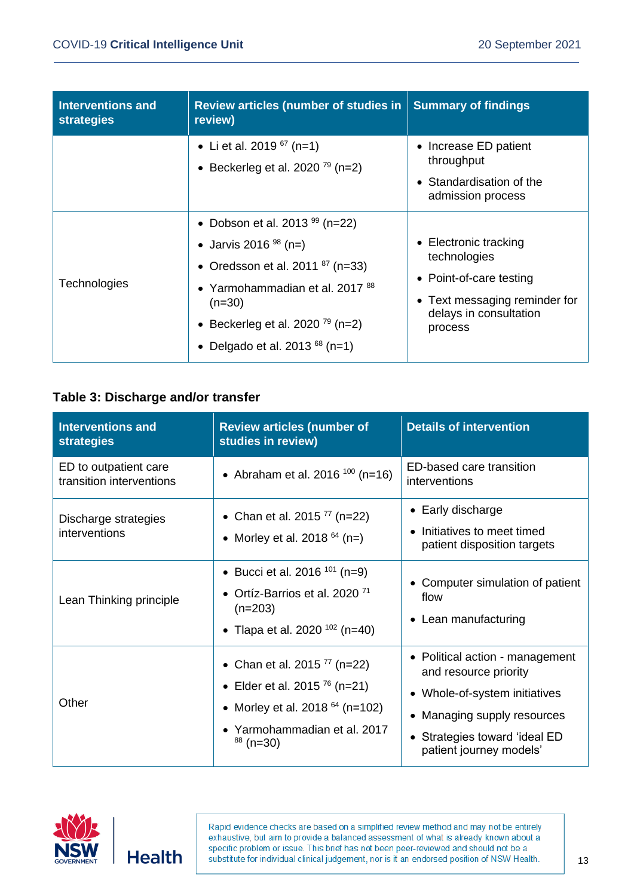| Interventions and strategies | Review articles (number of studies in review) | Summary of findings |
|---|---|---|
| | • Li et al. 2019 [67] (n=1)<br>• Beckerleg et al. 2020 [79] (n=2) | • Increase ED patient throughput<br>• Standardisation of the admission process |
| Technologies | • Dobson et al. 2013 [99] (n=22)<br>• Jarvis 2016 [98] (n=)<br>• Oredsson et al. 2011 [87] (n=33)<br>• Yarmohammadian et al. 2017 [88] (n=30)<br>• Beckerleg et al. 2020 [79] (n=2)<br>• Delgado et al. 2013 [68] (n=1) | • Electronic tracking technologies<br>• Point-of-care testing<br>• Text messaging reminder for delays in consultation process |

**Table 3: Discharge and/or transfer**

| Interventions and strategies | Review articles (number of studies in review) | Details of intervention |
|---|---|---|
| ED to outpatient care transition interventions | • Abraham et al. 2016 [100] (n=16) | ED-based care transition interventions |
| Discharge strategies interventions | • Chan et al. 2015 [77] (n=22)<br>• Morley et al. 2018 [64] (n=) | • Early discharge<br>• Initiatives to meet timed patient disposition targets |
| Lean Thinking principle | • Bucci et al. 2016 [101] (n=9)<br>• Ortíz-Barrios et al. 2020 [71] (n=203)<br>• Tlapa et al. 2020 [102] (n=40) | • Computer simulation of patient flow<br>• Lean manufacturing |
| Other | • Chan et al. 2015 [77] (n=22)<br>• Elder et al. 2015 [76] (n=21)<br>• Morley et al. 2018 [64] (n=102)<br>• Yarmohammadian et al. 2017 [88] (n=30) | • Political action - management and resource priority<br>• Whole-of-system initiatives<br>• Managing supply resources<br>• Strategies toward 'ideal ED patient journey models' |

Rapid evidence checks are based on a simplified review method and may not be entirely exhaustive, but aim to provide a balanced assessment of what is already known about a specific problem or issue. This brief has not been peer-reviewed and should not be a substitute for individual clinical judgement, nor is it an endorsed position of NSW Health.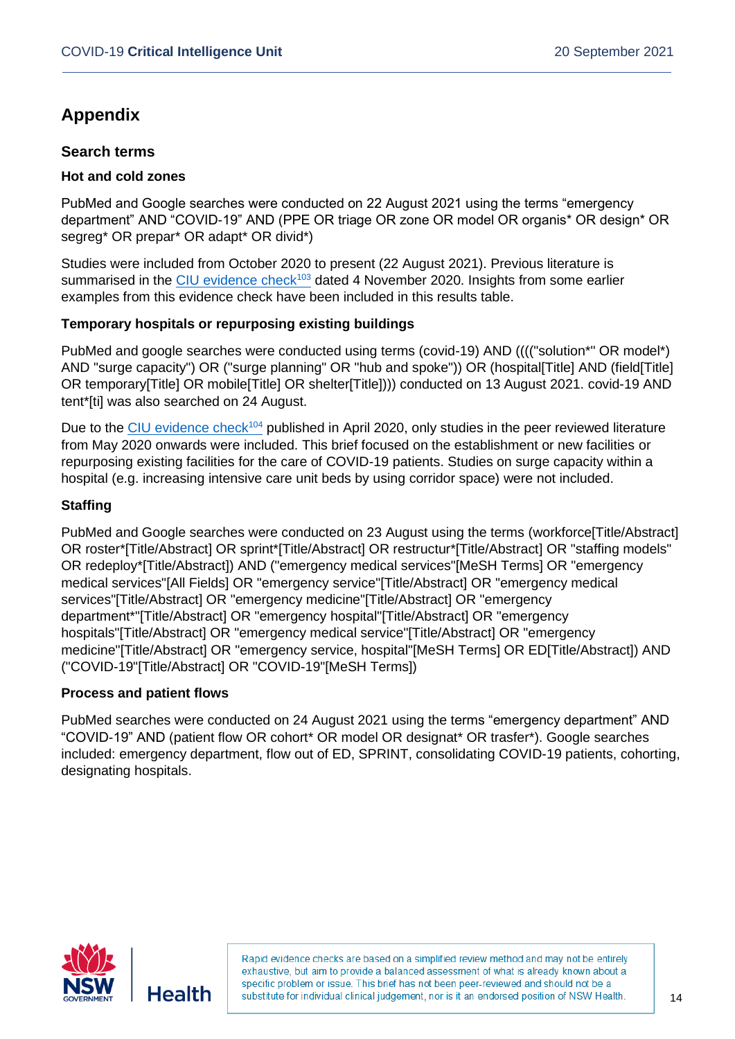## Appendix

### Search terms

#### Hot and cold zones

PubMed and Google searches were conducted on 22 August 2021 using the terms “emergency department” AND “COVID-19” AND (PPE OR triage OR zone OR model OR organis* OR design* OR segreg* OR prepar* OR adapt* OR divid*)

Studies were included from October 2020 to present (22 August 2021). Previous literature is summarised in the CIU evidence check[103] dated 4 November 2020. Insights from some earlier examples from this evidence check have been included in this results table.

#### Temporary hospitals or repurposing existing buildings

PubMed and google searches were conducted using terms (covid-19) AND (((("solution*" OR model*) AND "surge capacity") OR ("surge planning" OR "hub and spoke")) OR (hospital[Title] AND (field[Title] OR temporary[Title] OR mobile[Title] OR shelter[Title]))) conducted on 13 August 2021. covid-19 AND tent*[ti] was also searched on 24 August.

Due to the CIU evidence check[104] published in April 2020, only studies in the peer reviewed literature from May 2020 onwards were included. This brief focused on the establishment or new facilities or repurposing existing facilities for the care of COVID-19 patients. Studies on surge capacity within a hospital (e.g. increasing intensive care unit beds by using corridor space) were not included.

#### Staffing

PubMed and Google searches were conducted on 23 August using the terms (workforce[Title/Abstract] OR roster*[Title/Abstract] OR sprint*[Title/Abstract] OR restructur*[Title/Abstract] OR "staffing models" OR redeploy*[Title/Abstract]) AND ("emergency medical services"[MeSH Terms] OR "emergency medical services"[All Fields] OR "emergency service"[Title/Abstract] OR "emergency medical services"[Title/Abstract] OR "emergency medicine"[Title/Abstract] OR "emergency department*"[Title/Abstract] OR "emergency hospital"[Title/Abstract] OR "emergency hospitals"[Title/Abstract] OR "emergency medical service"[Title/Abstract] OR "emergency medicine"[Title/Abstract] OR "emergency service, hospital"[MeSH Terms] OR ED[Title/Abstract]) AND ("COVID-19"[Title/Abstract] OR "COVID-19"[MeSH Terms])

#### Process and patient flows

PubMed searches were conducted on 24 August 2021 using the terms “emergency department” AND “COVID-19” AND (patient flow OR cohort* OR model OR designat* OR trasfer*). Google searches included: emergency department, flow out of ED, SPRINT, consolidating COVID-19 patients, cohorting, designating hospitals.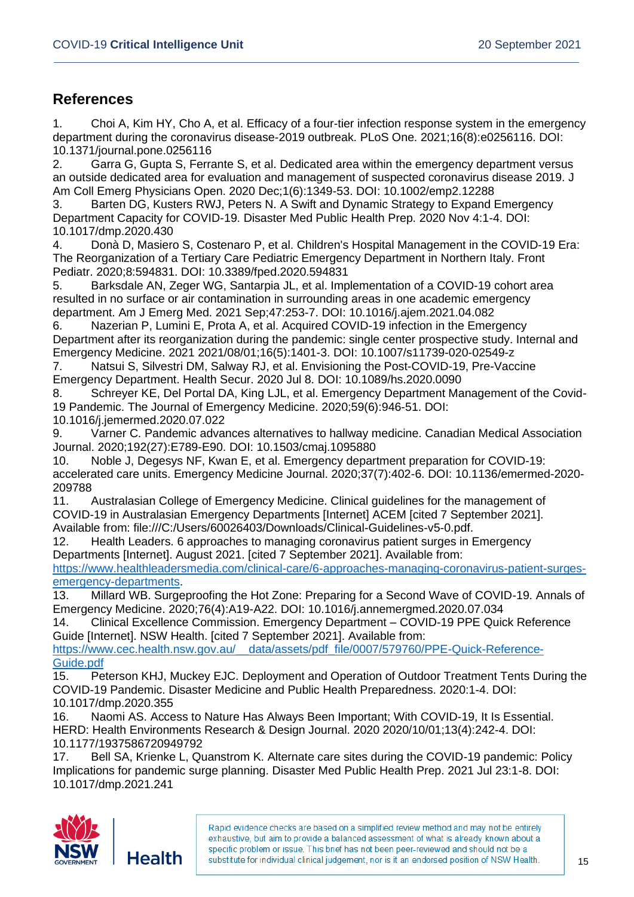## References

1. Choi A, Kim HY, Cho A, et al. Efficacy of a four-tier infection response system in the emergency department during the coronavirus disease-2019 outbreak. PLoS One. 2021;16(8):e0256116. DOI: 10.1371/journal.pone.0256116
2. Garra G, Gupta S, Ferrante S, et al. Dedicated area within the emergency department versus an outside dedicated area for evaluation and management of suspected coronavirus disease 2019. J Am Coll Emerg Physicians Open. 2020 Dec;1(6):1349-53. DOI: 10.1002/emp2.12288
3. Barten DG, Kusters RWJ, Peters N. A Swift and Dynamic Strategy to Expand Emergency Department Capacity for COVID-19. Disaster Med Public Health Prep. 2020 Nov 4:1-4. DOI: 10.1017/dmp.2020.430
4. Donà D, Masiero S, Costenaro P, et al. Children's Hospital Management in the COVID-19 Era: The Reorganization of a Tertiary Care Pediatric Emergency Department in Northern Italy. Front Pediatr. 2020;8:594831. DOI: 10.3389/fped.2020.594831
5. Barksdale AN, Zeger WG, Santarpia JL, et al. Implementation of a COVID-19 cohort area resulted in no surface or air contamination in surrounding areas in one academic emergency department. Am J Emerg Med. 2021 Sep;47:253-7. DOI: 10.1016/j.ajem.2021.04.082
6. Nazerian P, Lumini E, Prota A, et al. Acquired COVID-19 infection in the Emergency Department after its reorganization during the pandemic: single center prospective study. Internal and Emergency Medicine. 2021 2021/08/01;16(5):1401-3. DOI: 10.1007/s11739-020-02549-z
7. Natsui S, Silvestri DM, Salway RJ, et al. Envisioning the Post-COVID-19, Pre-Vaccine Emergency Department. Health Secur. 2020 Jul 8. DOI: 10.1089/hs.2020.0090
8. Schreyer KE, Del Portal DA, King LJL, et al. Emergency Department Management of the Covid-19 Pandemic. The Journal of Emergency Medicine. 2020;59(6):946-51. DOI: 10.1016/j.jemermed.2020.07.022
9. Varner C. Pandemic advances alternatives to hallway medicine. Canadian Medical Association Journal. 2020;192(27):E789-E90. DOI: 10.1503/cmaj.1095880
10. Noble J, Degesys NF, Kwan E, et al. Emergency department preparation for COVID-19: accelerated care units. Emergency Medicine Journal. 2020;37(7):402-6. DOI: 10.1136/emermed-2020-209788
11. Australasian College of Emergency Medicine. Clinical guidelines for the management of COVID-19 in Australasian Emergency Departments [Internet] ACEM [cited 7 September 2021]. Available from: file:///C:/Users/60026403/Downloads/Clinical-Guidelines-v5-0.pdf.
12. Health Leaders. 6 approaches to managing coronavirus patient surges in Emergency Departments [Internet]. August 2021. [cited 7 September 2021]. Available from: https://www.healthleadersmedia.com/clinical-care/6-approaches-managing-coronavirus-patient-surges-emergency-departments.
13. Millard WB. Surgeproofing the Hot Zone: Preparing for a Second Wave of COVID-19. Annals of Emergency Medicine. 2020;76(4):A19-A22. DOI: 10.1016/j.annemergmed.2020.07.034
14. Clinical Excellence Commission. Emergency Department – COVID-19 PPE Quick Reference Guide [Internet]. NSW Health. [cited 7 September 2021]. Available from: https://www.cec.health.nsw.gov.au/__data/assets/pdf_file/0007/579760/PPE-Quick-Reference-Guide.pdf
15. Peterson KHJ, Muckey EJC. Deployment and Operation of Outdoor Treatment Tents During the COVID-19 Pandemic. Disaster Medicine and Public Health Preparedness. 2020:1-4. DOI: 10.1017/dmp.2020.355
16. Naomi AS. Access to Nature Has Always Been Important; With COVID-19, It Is Essential. HERD: Health Environments Research & Design Journal. 2020 2020/10/01;13(4):242-4. DOI: 10.1177/1937586720949792
17. Bell SA, Krienke L, Quanstrom K. Alternate care sites during the COVID-19 pandemic: Policy Implications for pandemic surge planning. Disaster Med Public Health Prep. 2021 Jul 23:1-8. DOI: 10.1017/dmp.2021.241

Rapid evidence checks are based on a simplified review method and may not be entirely exhaustive, but aim to provide a balanced assessment of what is already known about a specific problem or issue. This brief has not been peer-reviewed and should not be a substitute for individual clinical judgement, nor is it an endorsed position of NSW Health.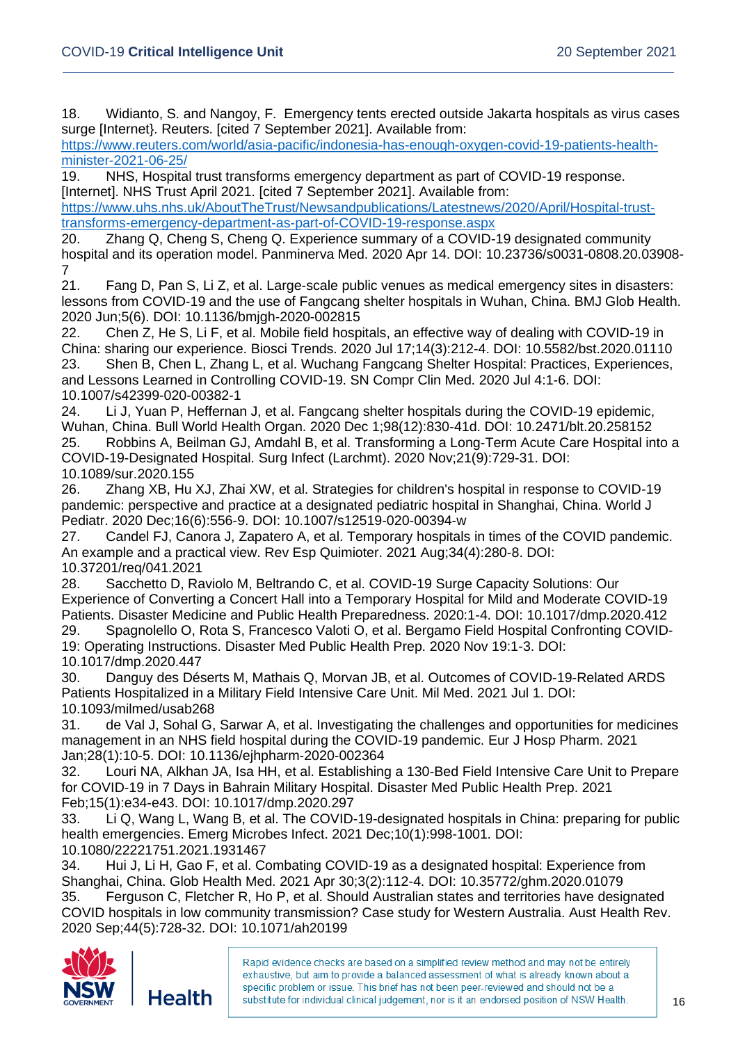18. Widianto, S. and Nangoy, F. Emergency tents erected outside Jakarta hospitals as virus cases surge [Internet}. Reuters. [cited 7 September 2021]. Available from: https://www.reuters.com/world/asia-pacific/indonesia-has-enough-oxygen-covid-19-patients-health-minister-2021-06-25/

19. NHS, Hospital trust transforms emergency department as part of COVID-19 response. [Internet]. NHS Trust April 2021. [cited 7 September 2021]. Available from: https://www.uhs.nhs.uk/AboutTheTrust/Newsandpublications/Latestnews/2020/April/Hospital-trust-transforms-emergency-department-as-part-of-COVID-19-response.aspx

20. Zhang Q, Cheng S, Cheng Q. Experience summary of a COVID-19 designated community hospital and its operation model. Panminerva Med. 2020 Apr 14. DOI: 10.23736/s0031-0808.20.03908-7

21. Fang D, Pan S, Li Z, et al. Large-scale public venues as medical emergency sites in disasters: lessons from COVID-19 and the use of Fangcang shelter hospitals in Wuhan, China. BMJ Glob Health. 2020 Jun;5(6). DOI: 10.1136/bmjgh-2020-002815

22. Chen Z, He S, Li F, et al. Mobile field hospitals, an effective way of dealing with COVID-19 in China: sharing our experience. Biosci Trends. 2020 Jul 17;14(3):212-4. DOI: 10.5582/bst.2020.01110

23. Shen B, Chen L, Zhang L, et al. Wuchang Fangcang Shelter Hospital: Practices, Experiences, and Lessons Learned in Controlling COVID-19. SN Compr Clin Med. 2020 Jul 4:1-6. DOI: 10.1007/s42399-020-00382-1

24. Li J, Yuan P, Heffernan J, et al. Fangcang shelter hospitals during the COVID-19 epidemic, Wuhan, China. Bull World Health Organ. 2020 Dec 1;98(12):830-41d. DOI: 10.2471/blt.20.258152

25. Robbins A, Beilman GJ, Amdahl B, et al. Transforming a Long-Term Acute Care Hospital into a COVID-19-Designated Hospital. Surg Infect (Larchmt). 2020 Nov;21(9):729-31. DOI: 10.1089/sur.2020.155

26. Zhang XB, Hu XJ, Zhai XW, et al. Strategies for children's hospital in response to COVID-19 pandemic: perspective and practice at a designated pediatric hospital in Shanghai, China. World J Pediatr. 2020 Dec;16(6):556-9. DOI: 10.1007/s12519-020-00394-w

27. Candel FJ, Canora J, Zapatero A, et al. Temporary hospitals in times of the COVID pandemic. An example and a practical view. Rev Esp Quimioter. 2021 Aug;34(4):280-8. DOI: 10.37201/req/041.2021

28. Sacchetto D, Raviolo M, Beltrando C, et al. COVID-19 Surge Capacity Solutions: Our Experience of Converting a Concert Hall into a Temporary Hospital for Mild and Moderate COVID-19 Patients. Disaster Medicine and Public Health Preparedness. 2020:1-4. DOI: 10.1017/dmp.2020.412

29. Spagnolello O, Rota S, Francesco Valoti O, et al. Bergamo Field Hospital Confronting COVID-19: Operating Instructions. Disaster Med Public Health Prep. 2020 Nov 19:1-3. DOI: 10.1017/dmp.2020.447

30. Danguy des Déserts M, Mathais Q, Morvan JB, et al. Outcomes of COVID-19-Related ARDS Patients Hospitalized in a Military Field Intensive Care Unit. Mil Med. 2021 Jul 1. DOI: 10.1093/milmed/usab268

31. de Val J, Sohal G, Sarwar A, et al. Investigating the challenges and opportunities for medicines management in an NHS field hospital during the COVID-19 pandemic. Eur J Hosp Pharm. 2021 Jan;28(1):10-5. DOI: 10.1136/ejhpharm-2020-002364

32. Louri NA, Alkhan JA, Isa HH, et al. Establishing a 130-Bed Field Intensive Care Unit to Prepare for COVID-19 in 7 Days in Bahrain Military Hospital. Disaster Med Public Health Prep. 2021 Feb;15(1):e34-e43. DOI: 10.1017/dmp.2020.297

33. Li Q, Wang L, Wang B, et al. The COVID-19-designated hospitals in China: preparing for public health emergencies. Emerg Microbes Infect. 2021 Dec;10(1):998-1001. DOI: 10.1080/22221751.2021.1931467

34. Hui J, Li H, Gao F, et al. Combating COVID-19 as a designated hospital: Experience from Shanghai, China. Glob Health Med. 2021 Apr 30;3(2):112-4. DOI: 10.35772/ghm.2020.01079

35. Ferguson C, Fletcher R, Ho P, et al. Should Australian states and territories have designated COVID hospitals in low community transmission? Case study for Western Australia. Aust Health Rev. 2020 Sep;44(5):728-32. DOI: 10.1071/ah20199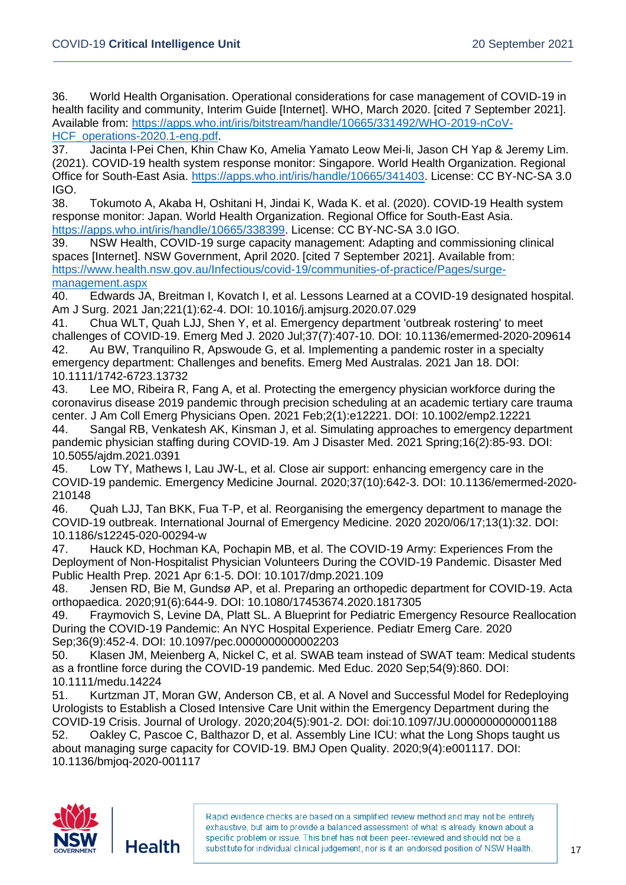36. World Health Organisation. Operational considerations for case management of COVID-19 in health facility and community, Interim Guide [Internet]. WHO, March 2020. [cited 7 September 2021]. Available from: https://apps.who.int/iris/bitstream/handle/10665/331492/WHO-2019-nCoV-HCF_operations-2020.1-eng.pdf.

37. Jacinta I-Pei Chen, Khin Chaw Ko, Amelia Yamato Leow Mei-li, Jason CH Yap & Jeremy Lim. (2021). COVID-19 health system response monitor: Singapore. World Health Organization. Regional Office for South-East Asia. https://apps.who.int/iris/handle/10665/341403. License: CC BY-NC-SA 3.0 IGO.

38. Tokumoto A, Akaba H, Oshitani H, Jindai K, Wada K. et al. (2020). COVID-19 Health system response monitor: Japan. World Health Organization. Regional Office for South-East Asia. https://apps.who.int/iris/handle/10665/338399. License: CC BY-NC-SA 3.0 IGO.

39. NSW Health, COVID-19 surge capacity management: Adapting and commissioning clinical spaces [Internet]. NSW Government, April 2020. [cited 7 September 2021]. Available from: https://www.health.nsw.gov.au/Infectious/covid-19/communities-of-practice/Pages/surge-management.aspx

40. Edwards JA, Breitman I, Kovatch I, et al. Lessons Learned at a COVID-19 designated hospital. Am J Surg. 2021 Jan;221(1):62-4. DOI: 10.1016/j.amjsurg.2020.07.029

41. Chua WLT, Quah LJJ, Shen Y, et al. Emergency department 'outbreak rostering' to meet challenges of COVID-19. Emerg Med J. 2020 Jul;37(7):407-10. DOI: 10.1136/emermed-2020-209614

42. Au BW, Tranquilino R, Apswoude G, et al. Implementing a pandemic roster in a specialty emergency department: Challenges and benefits. Emerg Med Australas. 2021 Jan 18. DOI: 10.1111/1742-6723.13732

43. Lee MO, Ribeira R, Fang A, et al. Protecting the emergency physician workforce during the coronavirus disease 2019 pandemic through precision scheduling at an academic tertiary care trauma center. J Am Coll Emerg Physicians Open. 2021 Feb;2(1):e12221. DOI: 10.1002/emp2.12221

44. Sangal RB, Venkatesh AK, Kinsman J, et al. Simulating approaches to emergency department pandemic physician staffing during COVID-19. Am J Disaster Med. 2021 Spring;16(2):85-93. DOI: 10.5055/ajdm.2021.0391

45. Low TY, Mathews I, Lau JW-L, et al. Close air support: enhancing emergency care in the COVID-19 pandemic. Emergency Medicine Journal. 2020;37(10):642-3. DOI: 10.1136/emermed-2020-210148

46. Quah LJJ, Tan BKK, Fua T-P, et al. Reorganising the emergency department to manage the COVID-19 outbreak. International Journal of Emergency Medicine. 2020 2020/06/17;13(1):32. DOI: 10.1186/s12245-020-00294-w

47. Hauck KD, Hochman KA, Pochapin MB, et al. The COVID-19 Army: Experiences From the Deployment of Non-Hospitalist Physician Volunteers During the COVID-19 Pandemic. Disaster Med Public Health Prep. 2021 Apr 6:1-5. DOI: 10.1017/dmp.2021.109

48. Jensen RD, Bie M, Gundsø AP, et al. Preparing an orthopedic department for COVID-19. Acta orthopaedica. 2020;91(6):644-9. DOI: 10.1080/17453674.2020.1817305

49. Fraymovich S, Levine DA, Platt SL. A Blueprint for Pediatric Emergency Resource Reallocation During the COVID-19 Pandemic: An NYC Hospital Experience. Pediatr Emerg Care. 2020 Sep;36(9):452-4. DOI: 10.1097/pec.0000000000002203

50. Klasen JM, Meienberg A, Nickel C, et al. SWAB team instead of SWAT team: Medical students as a frontline force during the COVID-19 pandemic. Med Educ. 2020 Sep;54(9):860. DOI: 10.1111/medu.14224

51. Kurtzman JT, Moran GW, Anderson CB, et al. A Novel and Successful Model for Redeploying Urologists to Establish a Closed Intensive Care Unit within the Emergency Department during the COVID-19 Crisis. Journal of Urology. 2020;204(5):901-2. DOI: doi:10.1097/JU.0000000000001188

52. Oakley C, Pascoe C, Balthazor D, et al. Assembly Line ICU: what the Long Shops taught us about managing surge capacity for COVID-19. BMJ Open Quality. 2020;9(4):e001117. DOI: 10.1136/bmjoq-2020-001117

Rapid evidence checks are based on a simplified review method and may not be entirely exhaustive, but aim to provide a balanced assessment of what is already known about a specific problem or issue. This brief has not been peer-reviewed and should not be a substitute for individual clinical judgement, nor is it an endorsed position of NSW Health.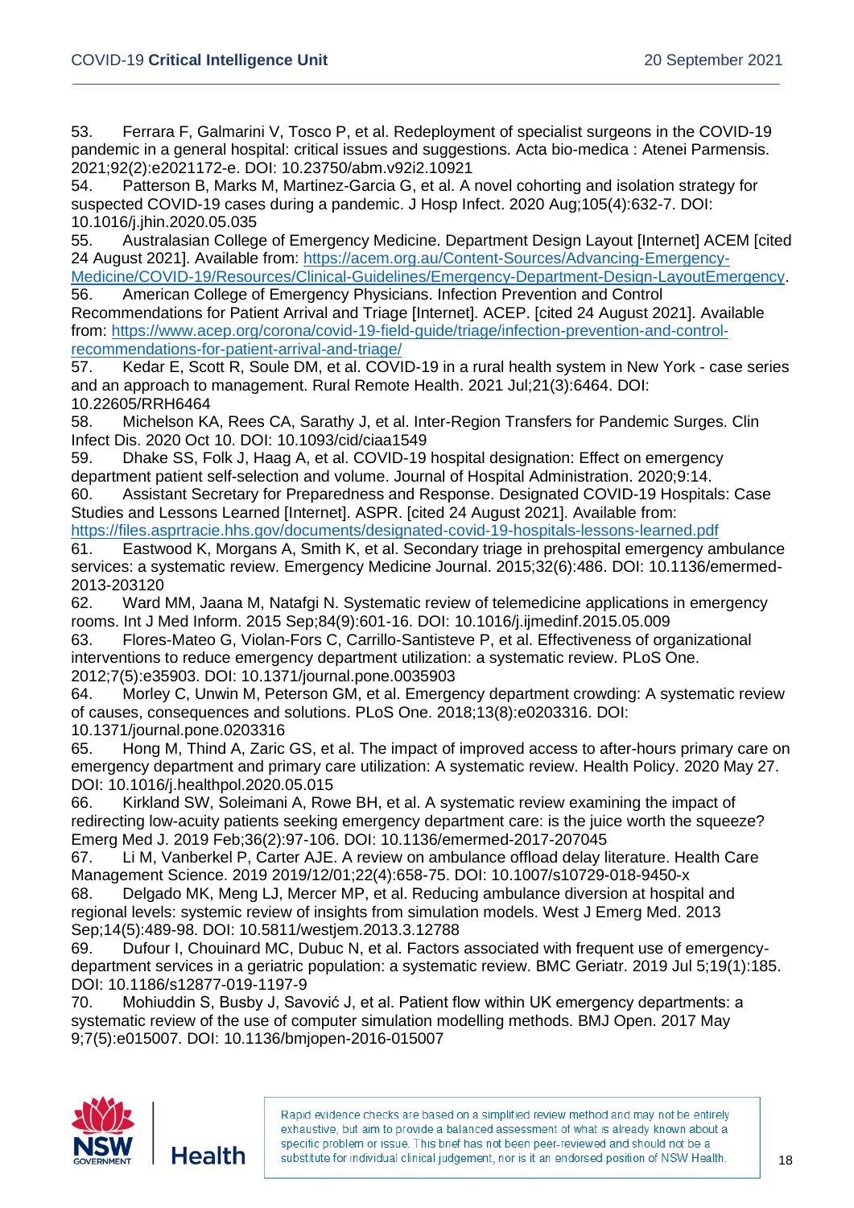53. Ferrara F, Galmarini V, Tosco P, et al. Redeployment of specialist surgeons in the COVID-19 pandemic in a general hospital: critical issues and suggestions. Acta bio-medica : Atenei Parmensis. 2021;92(2):e2021172-e. DOI: 10.23750/abm.v92i2.10921

54. Patterson B, Marks M, Martinez-Garcia G, et al. A novel cohorting and isolation strategy for suspected COVID-19 cases during a pandemic. J Hosp Infect. 2020 Aug;105(4):632-7. DOI: 10.1016/j.jhin.2020.05.035

55. Australasian College of Emergency Medicine. Department Design Layout [Internet] ACEM [cited 24 August 2021]. Available from: https://acem.org.au/Content-Sources/Advancing-Emergency-Medicine/COVID-19/Resources/Clinical-Guidelines/Emergency-Department-Design-LayoutEmergency.

56. American College of Emergency Physicians. Infection Prevention and Control Recommendations for Patient Arrival and Triage [Internet]. ACEP. [cited 24 August 2021]. Available from: https://www.acep.org/corona/covid-19-field-guide/triage/infection-prevention-and-control-recommendations-for-patient-arrival-and-triage/

57. Kedar E, Scott R, Soule DM, et al. COVID-19 in a rural health system in New York - case series and an approach to management. Rural Remote Health. 2021 Jul;21(3):6464. DOI: 10.22605/RRH6464

58. Michelson KA, Rees CA, Sarathy J, et al. Inter-Region Transfers for Pandemic Surges. Clin Infect Dis. 2020 Oct 10. DOI: 10.1093/cid/ciaa1549

59. Dhake SS, Folk J, Haag A, et al. COVID-19 hospital designation: Effect on emergency department patient self-selection and volume. Journal of Hospital Administration. 2020;9:14.

60. Assistant Secretary for Preparedness and Response. Designated COVID-19 Hospitals: Case Studies and Lessons Learned [Internet]. ASPR. [cited 24 August 2021]. Available from: https://files.asprtracie.hhs.gov/documents/designated-covid-19-hospitals-lessons-learned.pdf

61. Eastwood K, Morgans A, Smith K, et al. Secondary triage in prehospital emergency ambulance services: a systematic review. Emergency Medicine Journal. 2015;32(6):486. DOI: 10.1136/emermed-2013-203120

62. Ward MM, Jaana M, Natafgi N. Systematic review of telemedicine applications in emergency rooms. Int J Med Inform. 2015 Sep;84(9):601-16. DOI: 10.1016/j.ijmedinf.2015.05.009

63. Flores-Mateo G, Violan-Fors C, Carrillo-Santisteve P, et al. Effectiveness of organizational interventions to reduce emergency department utilization: a systematic review. PLoS One. 2012;7(5):e35903. DOI: 10.1371/journal.pone.0035903

64. Morley C, Unwin M, Peterson GM, et al. Emergency department crowding: A systematic review of causes, consequences and solutions. PLoS One. 2018;13(8):e0203316. DOI: 10.1371/journal.pone.0203316

65. Hong M, Thind A, Zaric GS, et al. The impact of improved access to after-hours primary care on emergency department and primary care utilization: A systematic review. Health Policy. 2020 May 27. DOI: 10.1016/j.healthpol.2020.05.015

66. Kirkland SW, Soleimani A, Rowe BH, et al. A systematic review examining the impact of redirecting low-acuity patients seeking emergency department care: is the juice worth the squeeze? Emerg Med J. 2019 Feb;36(2):97-106. DOI: 10.1136/emermed-2017-207045

67. Li M, Vanberkel P, Carter AJE. A review on ambulance offload delay literature. Health Care Management Science. 2019 2019/12/01;22(4):658-75. DOI: 10.1007/s10729-018-9450-x

68. Delgado MK, Meng LJ, Mercer MP, et al. Reducing ambulance diversion at hospital and regional levels: systemic review of insights from simulation models. West J Emerg Med. 2013 Sep;14(5):489-98. DOI: 10.5811/westjem.2013.3.12788

69. Dufour I, Chouinard MC, Dubuc N, et al. Factors associated with frequent use of emergency-department services in a geriatric population: a systematic review. BMC Geriatr. 2019 Jul 5;19(1):185. DOI: 10.1186/s12877-019-1197-9

70. Mohiuddin S, Busby J, Savović J, et al. Patient flow within UK emergency departments: a systematic review of the use of computer simulation modelling methods. BMJ Open. 2017 May 9;7(5):e015007. DOI: 10.1136/bmjopen-2016-015007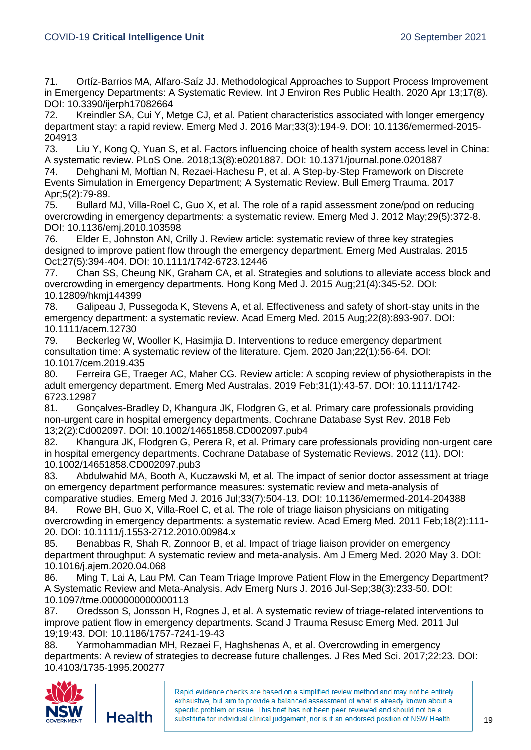71. Ortíz-Barrios MA, Alfaro-Saíz JJ. Methodological Approaches to Support Process Improvement in Emergency Departments: A Systematic Review. Int J Environ Res Public Health. 2020 Apr 13;17(8). DOI: 10.3390/ijerph17082664

72. Kreindler SA, Cui Y, Metge CJ, et al. Patient characteristics associated with longer emergency department stay: a rapid review. Emerg Med J. 2016 Mar;33(3):194-9. DOI: 10.1136/emermed-2015-204913

73. Liu Y, Kong Q, Yuan S, et al. Factors influencing choice of health system access level in China: A systematic review. PLoS One. 2018;13(8):e0201887. DOI: 10.1371/journal.pone.0201887

74. Dehghani M, Moftian N, Rezaei-Hachesu P, et al. A Step-by-Step Framework on Discrete Events Simulation in Emergency Department; A Systematic Review. Bull Emerg Trauma. 2017 Apr;5(2):79-89.

75. Bullard MJ, Villa-Roel C, Guo X, et al. The role of a rapid assessment zone/pod on reducing overcrowding in emergency departments: a systematic review. Emerg Med J. 2012 May;29(5):372-8. DOI: 10.1136/emj.2010.103598

76. Elder E, Johnston AN, Crilly J. Review article: systematic review of three key strategies designed to improve patient flow through the emergency department. Emerg Med Australas. 2015 Oct;27(5):394-404. DOI: 10.1111/1742-6723.12446

77. Chan SS, Cheung NK, Graham CA, et al. Strategies and solutions to alleviate access block and overcrowding in emergency departments. Hong Kong Med J. 2015 Aug;21(4):345-52. DOI: 10.12809/hkmj144399

78. Galipeau J, Pussegoda K, Stevens A, et al. Effectiveness and safety of short-stay units in the emergency department: a systematic review. Acad Emerg Med. 2015 Aug;22(8):893-907. DOI: 10.1111/acem.12730

79. Beckerleg W, Wooller K, Hasimjia D. Interventions to reduce emergency department consultation time: A systematic review of the literature. Cjem. 2020 Jan;22(1):56-64. DOI: 10.1017/cem.2019.435

80. Ferreira GE, Traeger AC, Maher CG. Review article: A scoping review of physiotherapists in the adult emergency department. Emerg Med Australas. 2019 Feb;31(1):43-57. DOI: 10.1111/1742-6723.12987

81. Gonçalves-Bradley D, Khangura JK, Flodgren G, et al. Primary care professionals providing non-urgent care in hospital emergency departments. Cochrane Database Syst Rev. 2018 Feb 13;2(2):Cd002097. DOI: 10.1002/14651858.CD002097.pub4

82. Khangura JK, Flodgren G, Perera R, et al. Primary care professionals providing non-urgent care in hospital emergency departments. Cochrane Database of Systematic Reviews. 2012 (11). DOI: 10.1002/14651858.CD002097.pub3

83. Abdulwahid MA, Booth A, Kuczawski M, et al. The impact of senior doctor assessment at triage on emergency department performance measures: systematic review and meta-analysis of comparative studies. Emerg Med J. 2016 Jul;33(7):504-13. DOI: 10.1136/emermed-2014-204388

84. Rowe BH, Guo X, Villa-Roel C, et al. The role of triage liaison physicians on mitigating overcrowding in emergency departments: a systematic review. Acad Emerg Med. 2011 Feb;18(2):111-20. DOI: 10.1111/j.1553-2712.2010.00984.x

85. Benabbas R, Shah R, Zonnoor B, et al. Impact of triage liaison provider on emergency department throughput: A systematic review and meta-analysis. Am J Emerg Med. 2020 May 3. DOI: 10.1016/j.ajem.2020.04.068

86. Ming T, Lai A, Lau PM. Can Team Triage Improve Patient Flow in the Emergency Department? A Systematic Review and Meta-Analysis. Adv Emerg Nurs J. 2016 Jul-Sep;38(3):233-50. DOI: 10.1097/tme.0000000000000113

87. Oredsson S, Jonsson H, Rognes J, et al. A systematic review of triage-related interventions to improve patient flow in emergency departments. Scand J Trauma Resusc Emerg Med. 2011 Jul 19;19:43. DOI: 10.1186/1757-7241-19-43

88. Yarmohammadian MH, Rezaei F, Haghshenas A, et al. Overcrowding in emergency departments: A review of strategies to decrease future challenges. J Res Med Sci. 2017;22:23. DOI: 10.4103/1735-1995.200277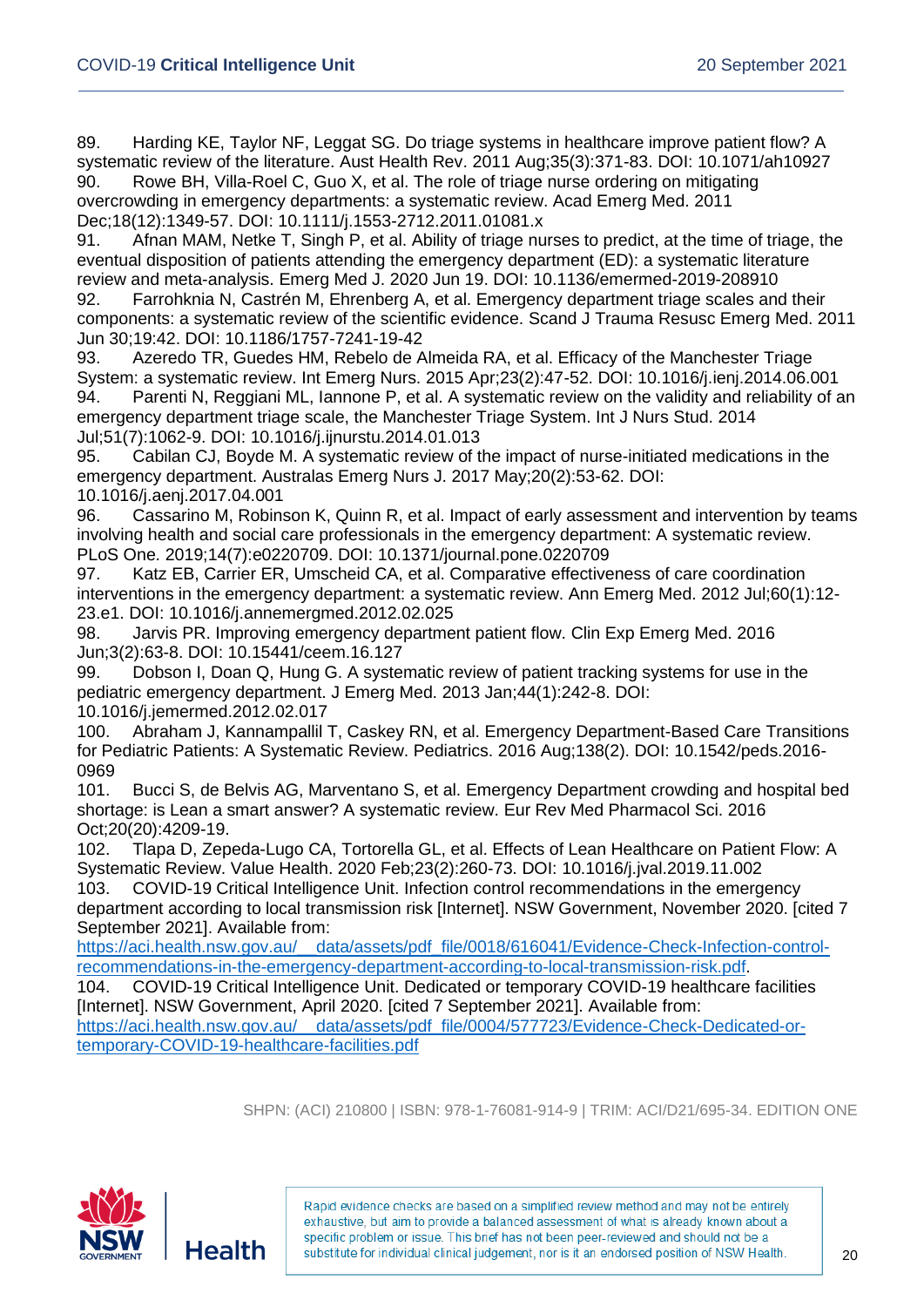89. Harding KE, Taylor NF, Leggat SG. Do triage systems in healthcare improve patient flow? A systematic review of the literature. Aust Health Rev. 2011 Aug;35(3):371-83. DOI: 10.1071/ah10927
90. Rowe BH, Villa-Roel C, Guo X, et al. The role of triage nurse ordering on mitigating overcrowding in emergency departments: a systematic review. Acad Emerg Med. 2011 Dec;18(12):1349-57. DOI: 10.1111/j.1553-2712.2011.01081.x
91. Afnan MAM, Netke T, Singh P, et al. Ability of triage nurses to predict, at the time of triage, the eventual disposition of patients attending the emergency department (ED): a systematic literature review and meta-analysis. Emerg Med J. 2020 Jun 19. DOI: 10.1136/emermed-2019-208910
92. Farrohknia N, Castrén M, Ehrenberg A, et al. Emergency department triage scales and their components: a systematic review of the scientific evidence. Scand J Trauma Resusc Emerg Med. 2011 Jun 30;19:42. DOI: 10.1186/1757-7241-19-42
93. Azeredo TR, Guedes HM, Rebelo de Almeida RA, et al. Efficacy of the Manchester Triage System: a systematic review. Int Emerg Nurs. 2015 Apr;23(2):47-52. DOI: 10.1016/j.ienj.2014.06.001
94. Parenti N, Reggiani ML, Iannone P, et al. A systematic review on the validity and reliability of an emergency department triage scale, the Manchester Triage System. Int J Nurs Stud. 2014 Jul;51(7):1062-9. DOI: 10.1016/j.ijnurstu.2014.01.013
95. Cabilan CJ, Boyde M. A systematic review of the impact of nurse-initiated medications in the emergency department. Australas Emerg Nurs J. 2017 May;20(2):53-62. DOI: 10.1016/j.aenj.2017.04.001
96. Cassarino M, Robinson K, Quinn R, et al. Impact of early assessment and intervention by teams involving health and social care professionals in the emergency department: A systematic review. PLoS One. 2019;14(7):e0220709. DOI: 10.1371/journal.pone.0220709
97. Katz EB, Carrier ER, Umscheid CA, et al. Comparative effectiveness of care coordination interventions in the emergency department: a systematic review. Ann Emerg Med. 2012 Jul;60(1):12-23.e1. DOI: 10.1016/j.annemergmed.2012.02.025
98. Jarvis PR. Improving emergency department patient flow. Clin Exp Emerg Med. 2016 Jun;3(2):63-8. DOI: 10.15441/ceem.16.127
99. Dobson I, Doan Q, Hung G. A systematic review of patient tracking systems for use in the pediatric emergency department. J Emerg Med. 2013 Jan;44(1):242-8. DOI: 10.1016/j.jemermed.2012.02.017
100. Abraham J, Kannampallil T, Caskey RN, et al. Emergency Department-Based Care Transitions for Pediatric Patients: A Systematic Review. Pediatrics. 2016 Aug;138(2). DOI: 10.1542/peds.2016-0969
101. Bucci S, de Belvis AG, Marventano S, et al. Emergency Department crowding and hospital bed shortage: is Lean a smart answer? A systematic review. Eur Rev Med Pharmacol Sci. 2016 Oct;20(20):4209-19.
102. Tlapa D, Zepeda-Lugo CA, Tortorella GL, et al. Effects of Lean Healthcare on Patient Flow: A Systematic Review. Value Health. 2020 Feb;23(2):260-73. DOI: 10.1016/j.jval.2019.11.002
103. COVID-19 Critical Intelligence Unit. Infection control recommendations in the emergency department according to local transmission risk [Internet]. NSW Government, November 2020. [cited 7 September 2021]. Available from: [https://aci.health.nsw.gov.au/__data/assets/pdf_file/0018/616041/Evidence-Check-Infection-control-recommendations-in-the-emergency-department-according-to-local-transmission-risk.pdf](https://aci.health.nsw.gov.au/__data/assets/pdf_file/0018/616041/Evidence-Check-Infection-control-recommendations-in-the-emergency-department-according-to-local-transmission-risk.pdf).
104. COVID-19 Critical Intelligence Unit. Dedicated or temporary COVID-19 healthcare facilities [Internet]. NSW Government, April 2020. [cited 7 September 2021]. Available from: [https://aci.health.nsw.gov.au/__data/assets/pdf_file/0004/577723/Evidence-Check-Dedicated-or-temporary-COVID-19-healthcare-facilities.pdf](https://aci.health.nsw.gov.au/__data/assets/pdf_file/0004/577723/Evidence-Check-Dedicated-or-temporary-COVID-19-healthcare-facilities.pdf)

SHPN: (ACI) 210800 | ISBN: 978-1-76081-914-9 | TRIM: ACI/D21/695-34. EDITION ONE

NSW GOVERNMENT | Health

Rapid evidence checks are based on a simplified review method and may not be entirely exhaustive, but aim to provide a balanced assessment of what is already known about a specific problem or issue. This brief has not been peer-reviewed and should not be a substitute for individual clinical judgement, nor is it an endorsed position of NSW Health.